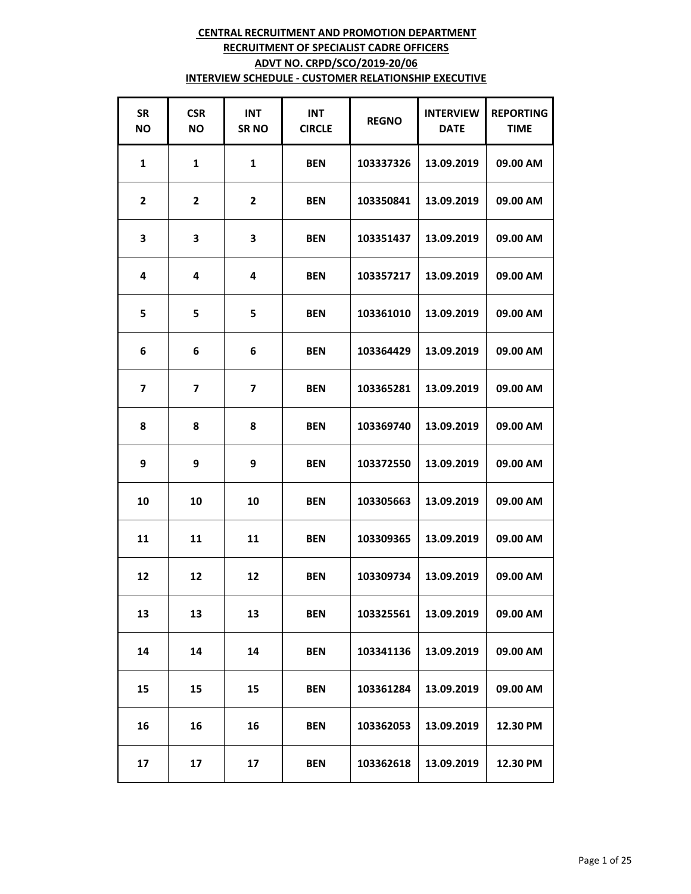**CENTRAL RECRUITMENT AND PROMOTION DEPARTMENT**

**RECRUITMENT OF SPECIALIST CADRE OFFICERS**

**ADVT NO. CRPD/SCO/2019-20/06**

**INTERVIEW SCHEDULE - CUSTOMER RELATIONSHIP EXECUTIVE**

| SR NO | CSR NO | INT SR NO | INT CIRCLE | REGNO | INTERVIEW DATE | REPORTING TIME |
|---|---|---|---|---|---|---|
| 1 | 1 | 1 | BEN | 103337326 | 13.09.2019 | 09.00 AM |
| 2 | 2 | 2 | BEN | 103350841 | 13.09.2019 | 09.00 AM |
| 3 | 3 | 3 | BEN | 103351437 | 13.09.2019 | 09.00 AM |
| 4 | 4 | 4 | BEN | 103357217 | 13.09.2019 | 09.00 AM |
| 5 | 5 | 5 | BEN | 103361010 | 13.09.2019 | 09.00 AM |
| 6 | 6 | 6 | BEN | 103364429 | 13.09.2019 | 09.00 AM |
| 7 | 7 | 7 | BEN | 103365281 | 13.09.2019 | 09.00 AM |
| 8 | 8 | 8 | BEN | 103369740 | 13.09.2019 | 09.00 AM |
| 9 | 9 | 9 | BEN | 103372550 | 13.09.2019 | 09.00 AM |
| 10 | 10 | 10 | BEN | 103305663 | 13.09.2019 | 09.00 AM |
| 11 | 11 | 11 | BEN | 103309365 | 13.09.2019 | 09.00 AM |
| 12 | 12 | 12 | BEN | 103309734 | 13.09.2019 | 09.00 AM |
| 13 | 13 | 13 | BEN | 103325561 | 13.09.2019 | 09.00 AM |
| 14 | 14 | 14 | BEN | 103341136 | 13.09.2019 | 09.00 AM |
| 15 | 15 | 15 | BEN | 103361284 | 13.09.2019 | 09.00 AM |
| 16 | 16 | 16 | BEN | 103362053 | 13.09.2019 | 12.30 PM |
| 17 | 17 | 17 | BEN | 103362618 | 13.09.2019 | 12.30 PM |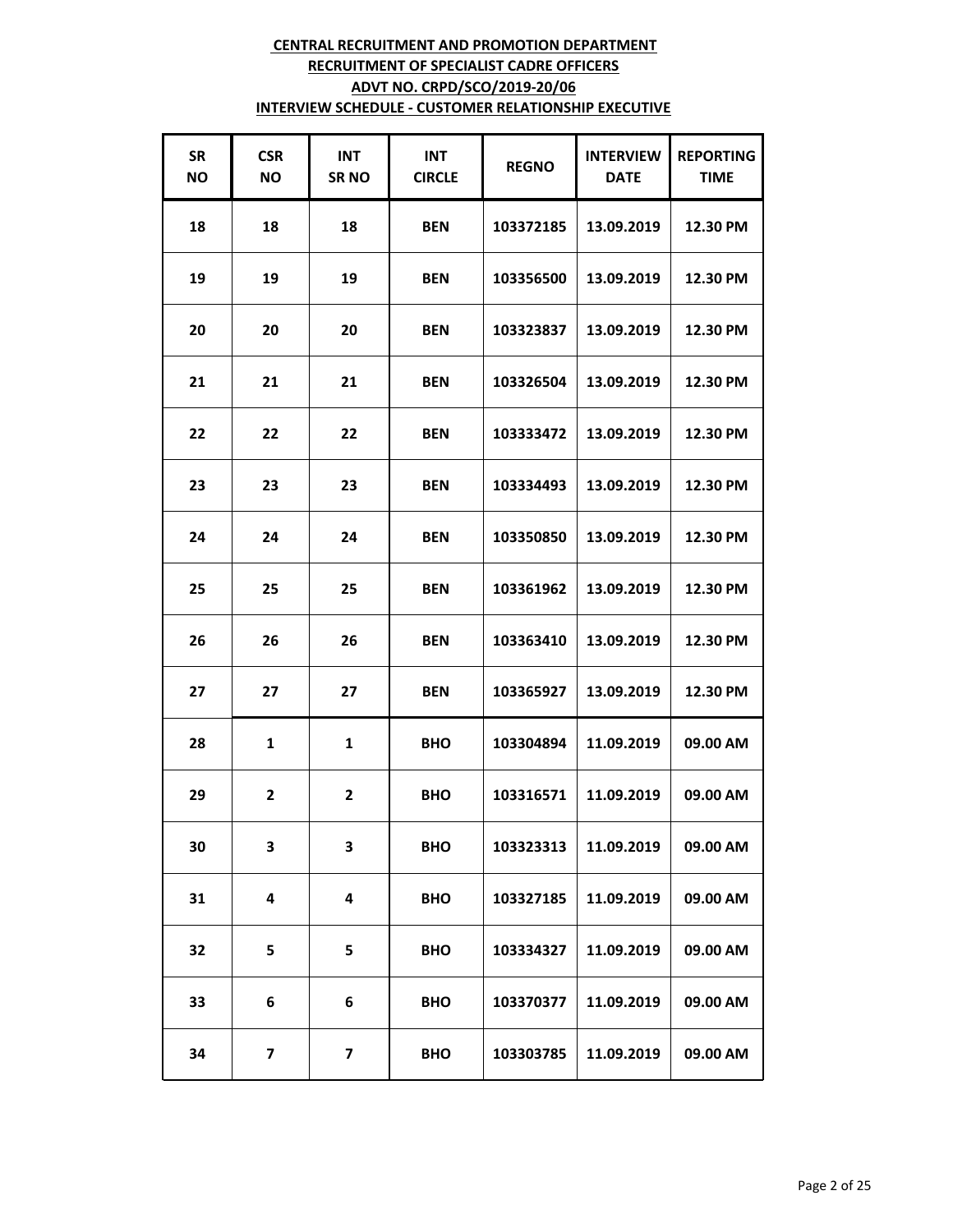**CENTRAL RECRUITMENT AND PROMOTION DEPARTMENT**

**RECRUITMENT OF SPECIALIST CADRE OFFICERS**

**ADVT NO. CRPD/SCO/2019-20/06**

**INTERVIEW SCHEDULE - CUSTOMER RELATIONSHIP EXECUTIVE**

| SR NO | CSR NO | INT SR NO | INT CIRCLE | REGNO | INTERVIEW DATE | REPORTING TIME |
|---|---|---|---|---|---|---|
| 18 | 18 | 18 | BEN | 103372185 | 13.09.2019 | 12.30 PM |
| 19 | 19 | 19 | BEN | 103356500 | 13.09.2019 | 12.30 PM |
| 20 | 20 | 20 | BEN | 103323837 | 13.09.2019 | 12.30 PM |
| 21 | 21 | 21 | BEN | 103326504 | 13.09.2019 | 12.30 PM |
| 22 | 22 | 22 | BEN | 103333472 | 13.09.2019 | 12.30 PM |
| 23 | 23 | 23 | BEN | 103334493 | 13.09.2019 | 12.30 PM |
| 24 | 24 | 24 | BEN | 103350850 | 13.09.2019 | 12.30 PM |
| 25 | 25 | 25 | BEN | 103361962 | 13.09.2019 | 12.30 PM |
| 26 | 26 | 26 | BEN | 103363410 | 13.09.2019 | 12.30 PM |
| 27 | 27 | 27 | BEN | 103365927 | 13.09.2019 | 12.30 PM |
| 28 | 1 | 1 | BHO | 103304894 | 11.09.2019 | 09.00 AM |
| 29 | 2 | 2 | BHO | 103316571 | 11.09.2019 | 09.00 AM |
| 30 | 3 | 3 | BHO | 103323313 | 11.09.2019 | 09.00 AM |
| 31 | 4 | 4 | BHO | 103327185 | 11.09.2019 | 09.00 AM |
| 32 | 5 | 5 | BHO | 103334327 | 11.09.2019 | 09.00 AM |
| 33 | 6 | 6 | BHO | 103370377 | 11.09.2019 | 09.00 AM |
| 34 | 7 | 7 | BHO | 103303785 | 11.09.2019 | 09.00 AM |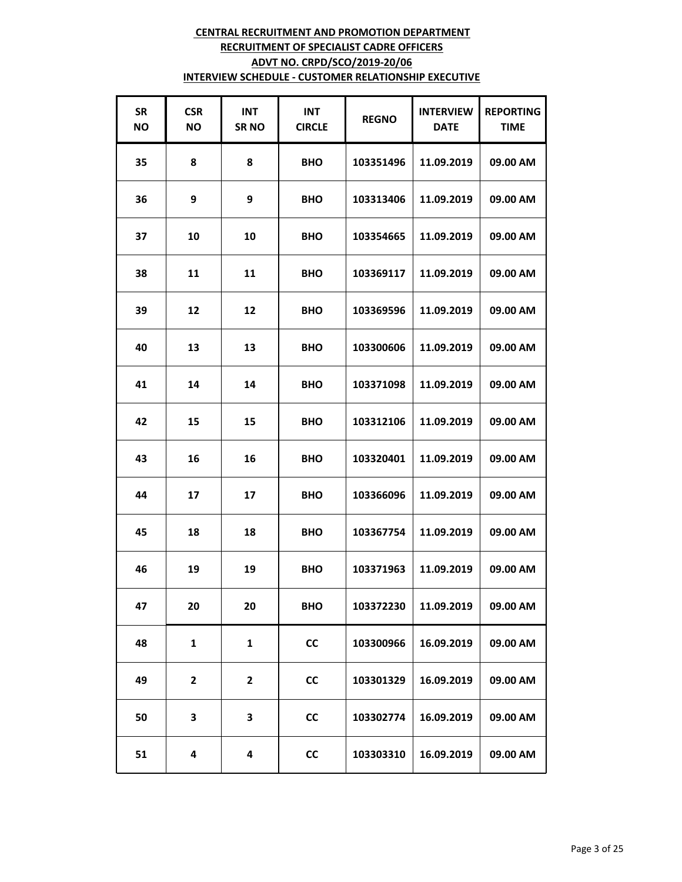**CENTRAL RECRUITMENT AND PROMOTION DEPARTMENT**
**RECRUITMENT OF SPECIALIST CADRE OFFICERS**
**ADVT NO. CRPD/SCO/2019-20/06**
**INTERVIEW SCHEDULE - CUSTOMER RELATIONSHIP EXECUTIVE**

| SR NO | CSR NO | INT SR NO | INT CIRCLE | REGNO | INTERVIEW DATE | REPORTING TIME |
|---|---|---|---|---|---|---|
| 35 | 8 | 8 | BHO | 103351496 | 11.09.2019 | 09.00 AM |
| 36 | 9 | 9 | BHO | 103313406 | 11.09.2019 | 09.00 AM |
| 37 | 10 | 10 | BHO | 103354665 | 11.09.2019 | 09.00 AM |
| 38 | 11 | 11 | BHO | 103369117 | 11.09.2019 | 09.00 AM |
| 39 | 12 | 12 | BHO | 103369596 | 11.09.2019 | 09.00 AM |
| 40 | 13 | 13 | BHO | 103300606 | 11.09.2019 | 09.00 AM |
| 41 | 14 | 14 | BHO | 103371098 | 11.09.2019 | 09.00 AM |
| 42 | 15 | 15 | BHO | 103312106 | 11.09.2019 | 09.00 AM |
| 43 | 16 | 16 | BHO | 103320401 | 11.09.2019 | 09.00 AM |
| 44 | 17 | 17 | BHO | 103366096 | 11.09.2019 | 09.00 AM |
| 45 | 18 | 18 | BHO | 103367754 | 11.09.2019 | 09.00 AM |
| 46 | 19 | 19 | BHO | 103371963 | 11.09.2019 | 09.00 AM |
| 47 | 20 | 20 | BHO | 103372230 | 11.09.2019 | 09.00 AM |
| 48 | 1 | 1 | CC | 103300966 | 16.09.2019 | 09.00 AM |
| 49 | 2 | 2 | CC | 103301329 | 16.09.2019 | 09.00 AM |
| 50 | 3 | 3 | CC | 103302774 | 16.09.2019 | 09.00 AM |
| 51 | 4 | 4 | CC | 103303310 | 16.09.2019 | 09.00 AM |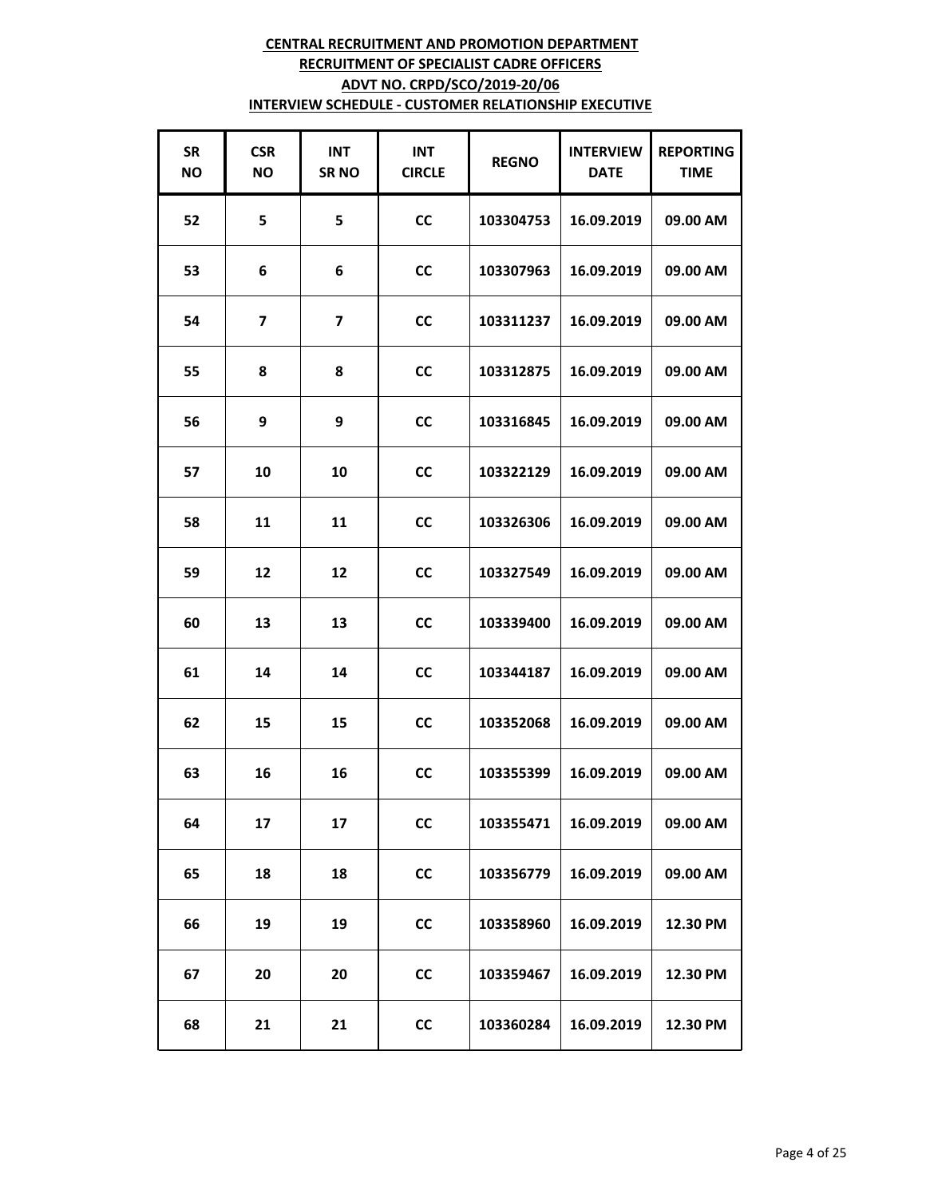**CENTRAL RECRUITMENT AND PROMOTION DEPARTMENT**

**RECRUITMENT OF SPECIALIST CADRE OFFICERS**

**ADVT NO. CRPD/SCO/2019-20/06**

**INTERVIEW SCHEDULE - CUSTOMER RELATIONSHIP EXECUTIVE**

| SR NO | CSR NO | INT SR NO | INT CIRCLE | REGNO | INTERVIEW DATE | REPORTING TIME |
|---|---|---|---|---|---|---|
| 52 | 5 | 5 | CC | 103304753 | 16.09.2019 | 09.00 AM |
| 53 | 6 | 6 | CC | 103307963 | 16.09.2019 | 09.00 AM |
| 54 | 7 | 7 | CC | 103311237 | 16.09.2019 | 09.00 AM |
| 55 | 8 | 8 | CC | 103312875 | 16.09.2019 | 09.00 AM |
| 56 | 9 | 9 | CC | 103316845 | 16.09.2019 | 09.00 AM |
| 57 | 10 | 10 | CC | 103322129 | 16.09.2019 | 09.00 AM |
| 58 | 11 | 11 | CC | 103326306 | 16.09.2019 | 09.00 AM |
| 59 | 12 | 12 | CC | 103327549 | 16.09.2019 | 09.00 AM |
| 60 | 13 | 13 | CC | 103339400 | 16.09.2019 | 09.00 AM |
| 61 | 14 | 14 | CC | 103344187 | 16.09.2019 | 09.00 AM |
| 62 | 15 | 15 | CC | 103352068 | 16.09.2019 | 09.00 AM |
| 63 | 16 | 16 | CC | 103355399 | 16.09.2019 | 09.00 AM |
| 64 | 17 | 17 | CC | 103355471 | 16.09.2019 | 09.00 AM |
| 65 | 18 | 18 | CC | 103356779 | 16.09.2019 | 09.00 AM |
| 66 | 19 | 19 | CC | 103358960 | 16.09.2019 | 12.30 PM |
| 67 | 20 | 20 | CC | 103359467 | 16.09.2019 | 12.30 PM |
| 68 | 21 | 21 | CC | 103360284 | 16.09.2019 | 12.30 PM |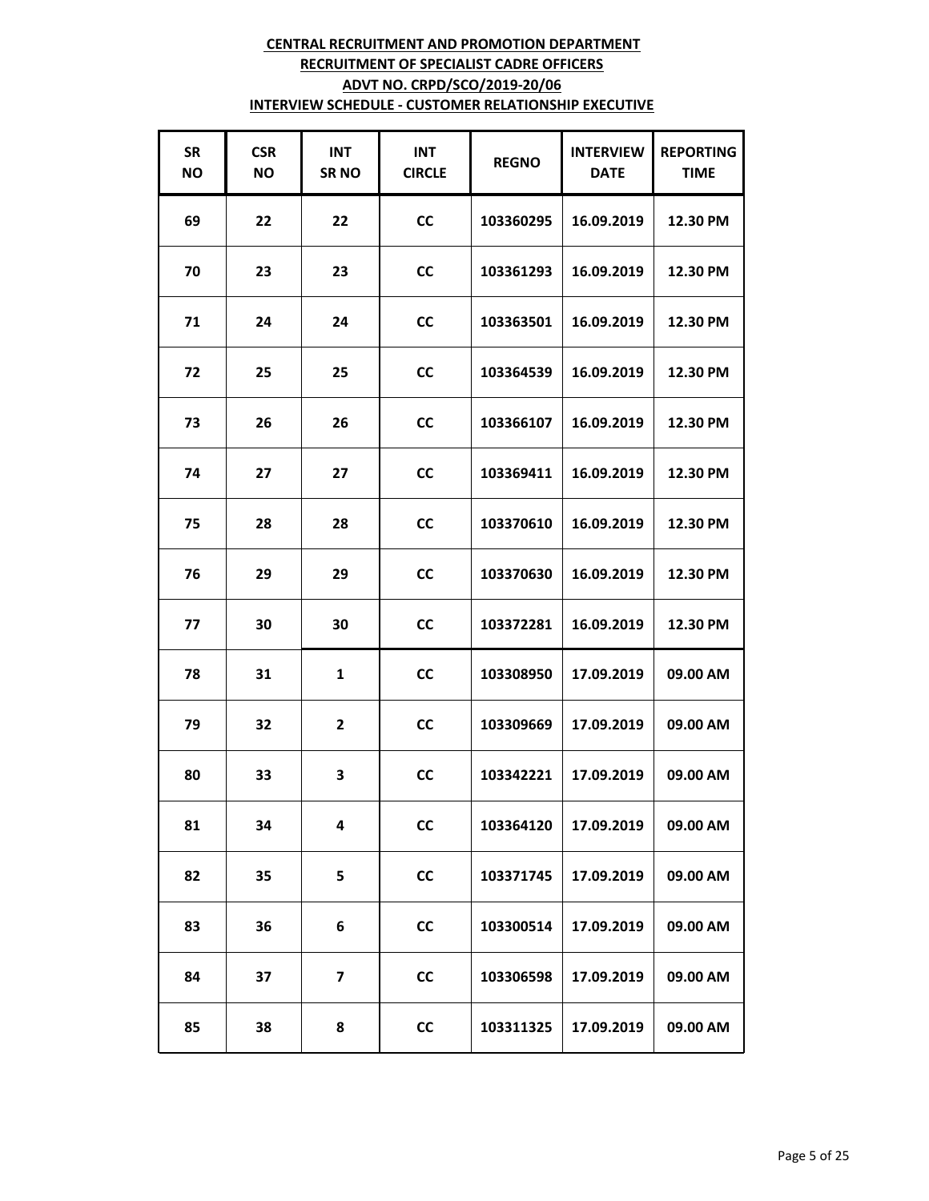**CENTRAL RECRUITMENT AND PROMOTION DEPARTMENT**
**RECRUITMENT OF SPECIALIST CADRE OFFICERS**
**ADVT NO. CRPD/SCO/2019-20/06**
**INTERVIEW SCHEDULE - CUSTOMER RELATIONSHIP EXECUTIVE**

| SR NO | CSR NO | INT SR NO | INT CIRCLE | REGNO | INTERVIEW DATE | REPORTING TIME |
|---|---|---|---|---|---|---|
| 69 | 22 | 22 | CC | 103360295 | 16.09.2019 | 12.30 PM |
| 70 | 23 | 23 | CC | 103361293 | 16.09.2019 | 12.30 PM |
| 71 | 24 | 24 | CC | 103363501 | 16.09.2019 | 12.30 PM |
| 72 | 25 | 25 | CC | 103364539 | 16.09.2019 | 12.30 PM |
| 73 | 26 | 26 | CC | 103366107 | 16.09.2019 | 12.30 PM |
| 74 | 27 | 27 | CC | 103369411 | 16.09.2019 | 12.30 PM |
| 75 | 28 | 28 | CC | 103370610 | 16.09.2019 | 12.30 PM |
| 76 | 29 | 29 | CC | 103370630 | 16.09.2019 | 12.30 PM |
| 77 | 30 | 30 | CC | 103372281 | 16.09.2019 | 12.30 PM |
| 78 | 31 | 1 | CC | 103308950 | 17.09.2019 | 09.00 AM |
| 79 | 32 | 2 | CC | 103309669 | 17.09.2019 | 09.00 AM |
| 80 | 33 | 3 | CC | 103342221 | 17.09.2019 | 09.00 AM |
| 81 | 34 | 4 | CC | 103364120 | 17.09.2019 | 09.00 AM |
| 82 | 35 | 5 | CC | 103371745 | 17.09.2019 | 09.00 AM |
| 83 | 36 | 6 | CC | 103300514 | 17.09.2019 | 09.00 AM |
| 84 | 37 | 7 | CC | 103306598 | 17.09.2019 | 09.00 AM |
| 85 | 38 | 8 | CC | 103311325 | 17.09.2019 | 09.00 AM |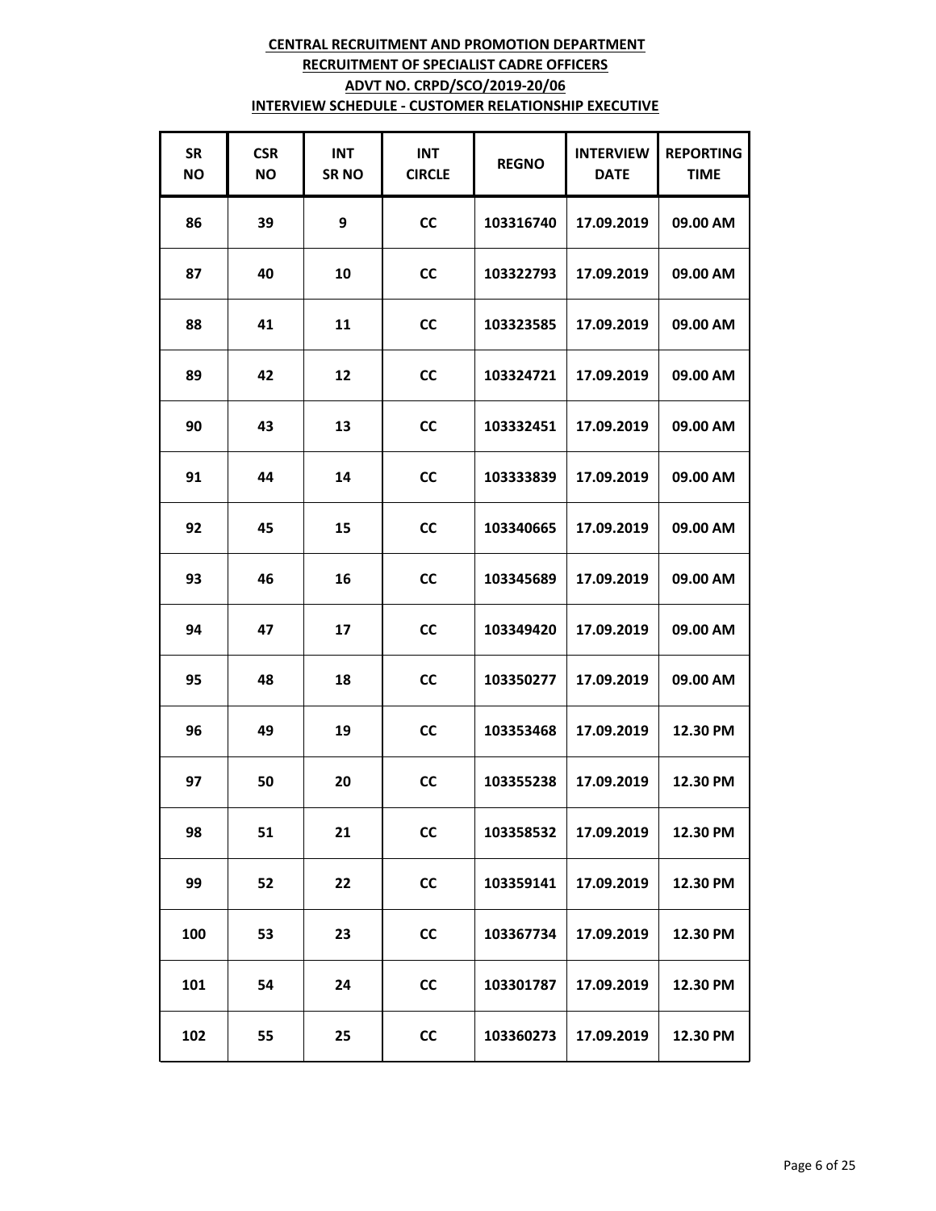**CENTRAL RECRUITMENT AND PROMOTION DEPARTMENT**
**RECRUITMENT OF SPECIALIST CADRE OFFICERS**
**ADVT NO. CRPD/SCO/2019-20/06**
**INTERVIEW SCHEDULE - CUSTOMER RELATIONSHIP EXECUTIVE**

| SR NO | CSR NO | INT SR NO | INT CIRCLE | REGNO | INTERVIEW DATE | REPORTING TIME |
|---|---|---|---|---|---|---|
| 86 | 39 | 9 | CC | 103316740 | 17.09.2019 | 09.00 AM |
| 87 | 40 | 10 | CC | 103322793 | 17.09.2019 | 09.00 AM |
| 88 | 41 | 11 | CC | 103323585 | 17.09.2019 | 09.00 AM |
| 89 | 42 | 12 | CC | 103324721 | 17.09.2019 | 09.00 AM |
| 90 | 43 | 13 | CC | 103332451 | 17.09.2019 | 09.00 AM |
| 91 | 44 | 14 | CC | 103333839 | 17.09.2019 | 09.00 AM |
| 92 | 45 | 15 | CC | 103340665 | 17.09.2019 | 09.00 AM |
| 93 | 46 | 16 | CC | 103345689 | 17.09.2019 | 09.00 AM |
| 94 | 47 | 17 | CC | 103349420 | 17.09.2019 | 09.00 AM |
| 95 | 48 | 18 | CC | 103350277 | 17.09.2019 | 09.00 AM |
| 96 | 49 | 19 | CC | 103353468 | 17.09.2019 | 12.30 PM |
| 97 | 50 | 20 | CC | 103355238 | 17.09.2019 | 12.30 PM |
| 98 | 51 | 21 | CC | 103358532 | 17.09.2019 | 12.30 PM |
| 99 | 52 | 22 | CC | 103359141 | 17.09.2019 | 12.30 PM |
| 100 | 53 | 23 | CC | 103367734 | 17.09.2019 | 12.30 PM |
| 101 | 54 | 24 | CC | 103301787 | 17.09.2019 | 12.30 PM |
| 102 | 55 | 25 | CC | 103360273 | 17.09.2019 | 12.30 PM |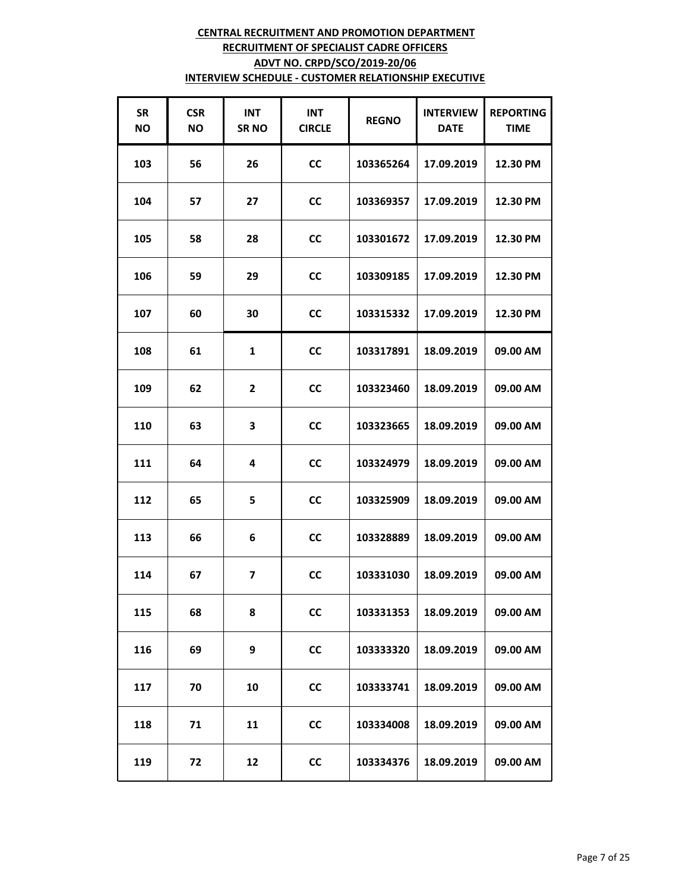**CENTRAL RECRUITMENT AND PROMOTION DEPARTMENT**
**RECRUITMENT OF SPECIALIST CADRE OFFICERS**
**ADVT NO. CRPD/SCO/2019-20/06**
**INTERVIEW SCHEDULE - CUSTOMER RELATIONSHIP EXECUTIVE**

| SR NO | CSR NO | INT SR NO | INT CIRCLE | REGNO | INTERVIEW DATE | REPORTING TIME |
|---|---|---|---|---|---|---|
| 103 | 56 | 26 | CC | 103365264 | 17.09.2019 | 12.30 PM |
| 104 | 57 | 27 | CC | 103369357 | 17.09.2019 | 12.30 PM |
| 105 | 58 | 28 | CC | 103301672 | 17.09.2019 | 12.30 PM |
| 106 | 59 | 29 | CC | 103309185 | 17.09.2019 | 12.30 PM |
| 107 | 60 | 30 | CC | 103315332 | 17.09.2019 | 12.30 PM |
| 108 | 61 | 1 | CC | 103317891 | 18.09.2019 | 09.00 AM |
| 109 | 62 | 2 | CC | 103323460 | 18.09.2019 | 09.00 AM |
| 110 | 63 | 3 | CC | 103323665 | 18.09.2019 | 09.00 AM |
| 111 | 64 | 4 | CC | 103324979 | 18.09.2019 | 09.00 AM |
| 112 | 65 | 5 | CC | 103325909 | 18.09.2019 | 09.00 AM |
| 113 | 66 | 6 | CC | 103328889 | 18.09.2019 | 09.00 AM |
| 114 | 67 | 7 | CC | 103331030 | 18.09.2019 | 09.00 AM |
| 115 | 68 | 8 | CC | 103331353 | 18.09.2019 | 09.00 AM |
| 116 | 69 | 9 | CC | 103333320 | 18.09.2019 | 09.00 AM |
| 117 | 70 | 10 | CC | 103333741 | 18.09.2019 | 09.00 AM |
| 118 | 71 | 11 | CC | 103334008 | 18.09.2019 | 09.00 AM |
| 119 | 72 | 12 | CC | 103334376 | 18.09.2019 | 09.00 AM |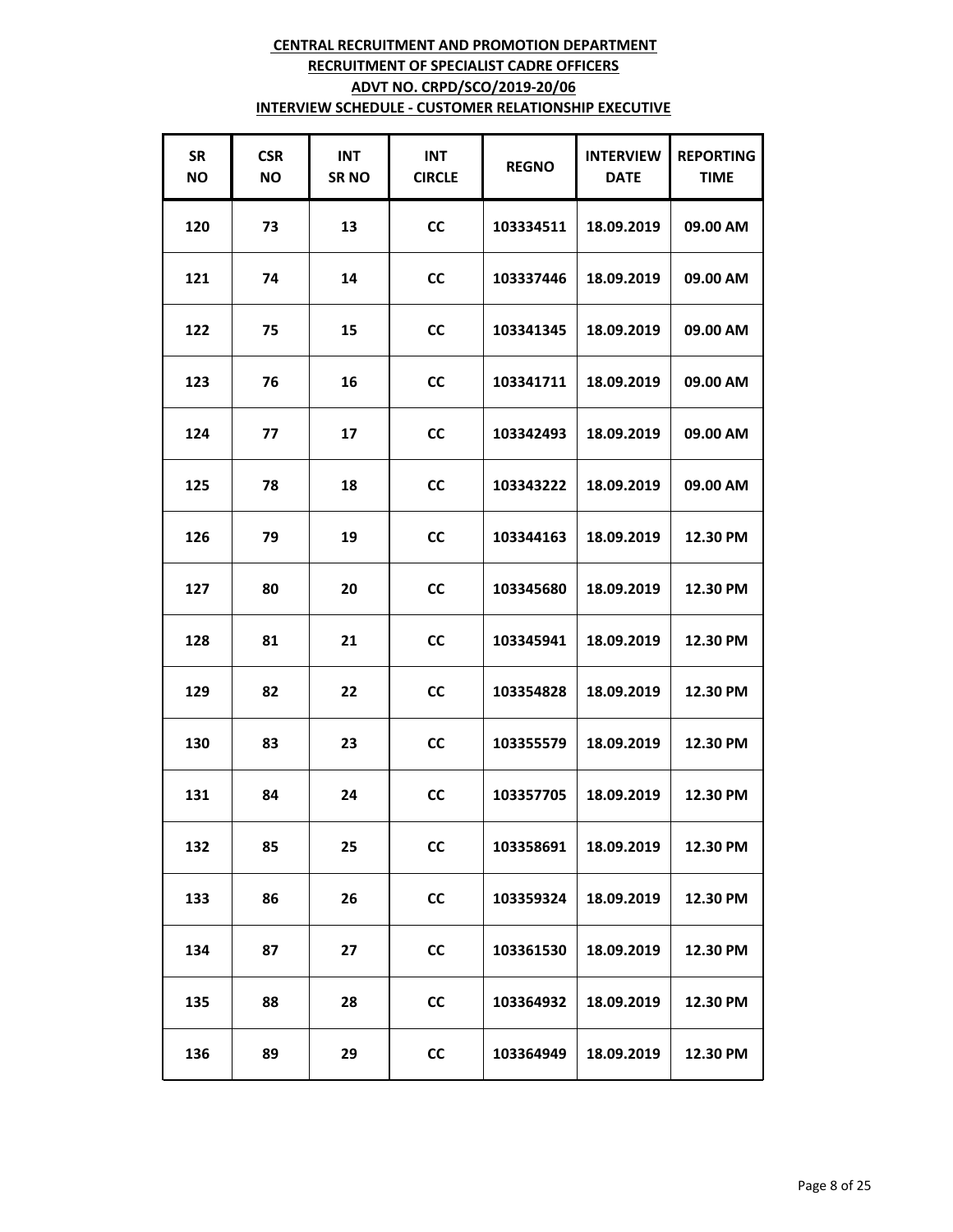**CENTRAL RECRUITMENT AND PROMOTION DEPARTMENT**

**RECRUITMENT OF SPECIALIST CADRE OFFICERS**

**ADVT NO. CRPD/SCO/2019-20/06**

**INTERVIEW SCHEDULE - CUSTOMER RELATIONSHIP EXECUTIVE**

| SR NO | CSR NO | INT SR NO | INT CIRCLE | REGNO | INTERVIEW DATE | REPORTING TIME |
|---|---|---|---|---|---|---|
| 120 | 73 | 13 | CC | 103334511 | 18.09.2019 | 09.00 AM |
| 121 | 74 | 14 | CC | 103337446 | 18.09.2019 | 09.00 AM |
| 122 | 75 | 15 | CC | 103341345 | 18.09.2019 | 09.00 AM |
| 123 | 76 | 16 | CC | 103341711 | 18.09.2019 | 09.00 AM |
| 124 | 77 | 17 | CC | 103342493 | 18.09.2019 | 09.00 AM |
| 125 | 78 | 18 | CC | 103343222 | 18.09.2019 | 09.00 AM |
| 126 | 79 | 19 | CC | 103344163 | 18.09.2019 | 12.30 PM |
| 127 | 80 | 20 | CC | 103345680 | 18.09.2019 | 12.30 PM |
| 128 | 81 | 21 | CC | 103345941 | 18.09.2019 | 12.30 PM |
| 129 | 82 | 22 | CC | 103354828 | 18.09.2019 | 12.30 PM |
| 130 | 83 | 23 | CC | 103355579 | 18.09.2019 | 12.30 PM |
| 131 | 84 | 24 | CC | 103357705 | 18.09.2019 | 12.30 PM |
| 132 | 85 | 25 | CC | 103358691 | 18.09.2019 | 12.30 PM |
| 133 | 86 | 26 | CC | 103359324 | 18.09.2019 | 12.30 PM |
| 134 | 87 | 27 | CC | 103361530 | 18.09.2019 | 12.30 PM |
| 135 | 88 | 28 | CC | 103364932 | 18.09.2019 | 12.30 PM |
| 136 | 89 | 29 | CC | 103364949 | 18.09.2019 | 12.30 PM |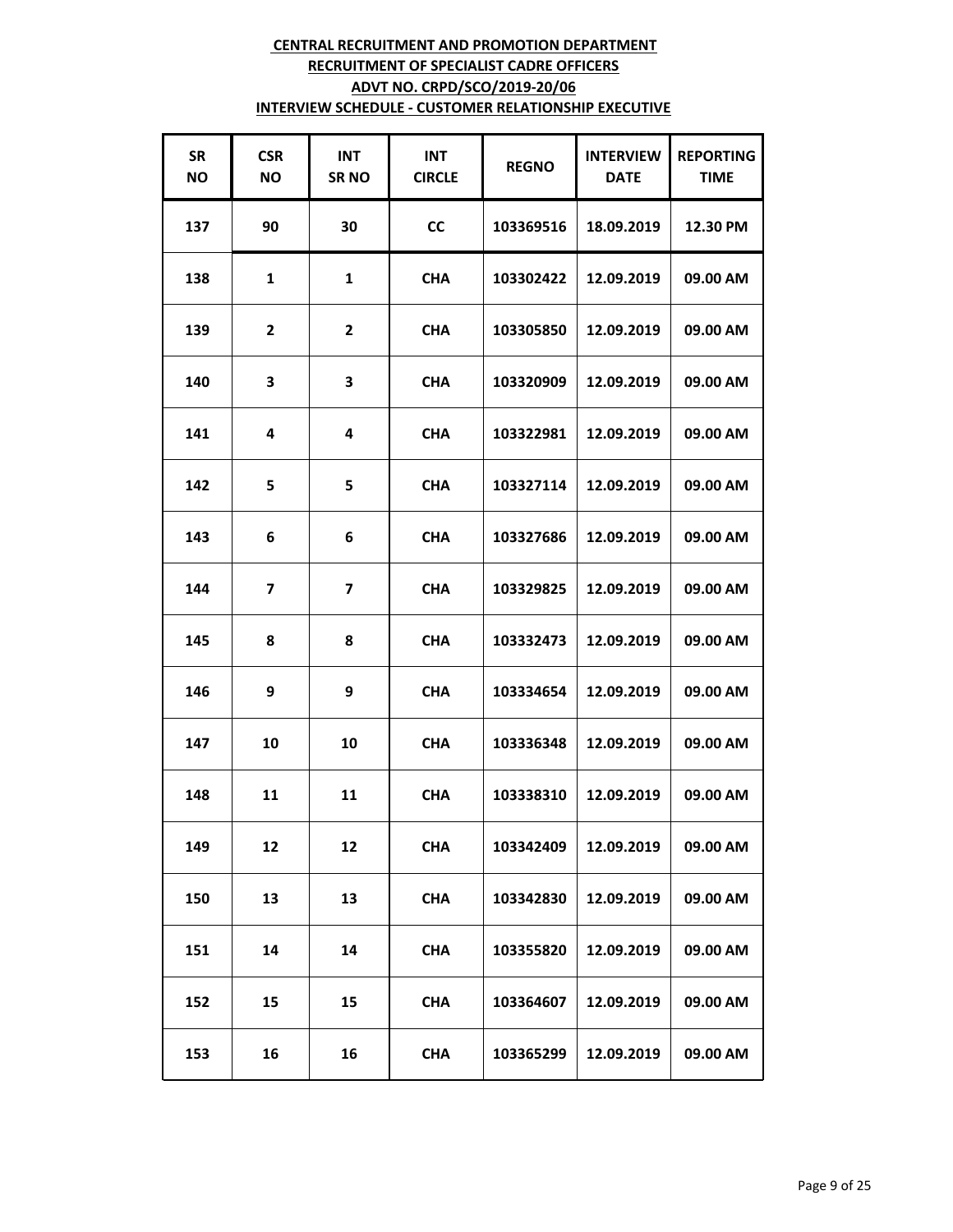**CENTRAL RECRUITMENT AND PROMOTION DEPARTMENT**
**RECRUITMENT OF SPECIALIST CADRE OFFICERS**
**ADVT NO. CRPD/SCO/2019-20/06**
**INTERVIEW SCHEDULE - CUSTOMER RELATIONSHIP EXECUTIVE**

| SR NO | CSR NO | INT SR NO | INT CIRCLE | REGNO | INTERVIEW DATE | REPORTING TIME |
|---|---|---|---|---|---|---|
| 137 | 90 | 30 | CC | 103369516 | 18.09.2019 | 12.30 PM |
| 138 | 1 | 1 | CHA | 103302422 | 12.09.2019 | 09.00 AM |
| 139 | 2 | 2 | CHA | 103305850 | 12.09.2019 | 09.00 AM |
| 140 | 3 | 3 | CHA | 103320909 | 12.09.2019 | 09.00 AM |
| 141 | 4 | 4 | CHA | 103322981 | 12.09.2019 | 09.00 AM |
| 142 | 5 | 5 | CHA | 103327114 | 12.09.2019 | 09.00 AM |
| 143 | 6 | 6 | CHA | 103327686 | 12.09.2019 | 09.00 AM |
| 144 | 7 | 7 | CHA | 103329825 | 12.09.2019 | 09.00 AM |
| 145 | 8 | 8 | CHA | 103332473 | 12.09.2019 | 09.00 AM |
| 146 | 9 | 9 | CHA | 103334654 | 12.09.2019 | 09.00 AM |
| 147 | 10 | 10 | CHA | 103336348 | 12.09.2019 | 09.00 AM |
| 148 | 11 | 11 | CHA | 103338310 | 12.09.2019 | 09.00 AM |
| 149 | 12 | 12 | CHA | 103342409 | 12.09.2019 | 09.00 AM |
| 150 | 13 | 13 | CHA | 103342830 | 12.09.2019 | 09.00 AM |
| 151 | 14 | 14 | CHA | 103355820 | 12.09.2019 | 09.00 AM |
| 152 | 15 | 15 | CHA | 103364607 | 12.09.2019 | 09.00 AM |
| 153 | 16 | 16 | CHA | 103365299 | 12.09.2019 | 09.00 AM |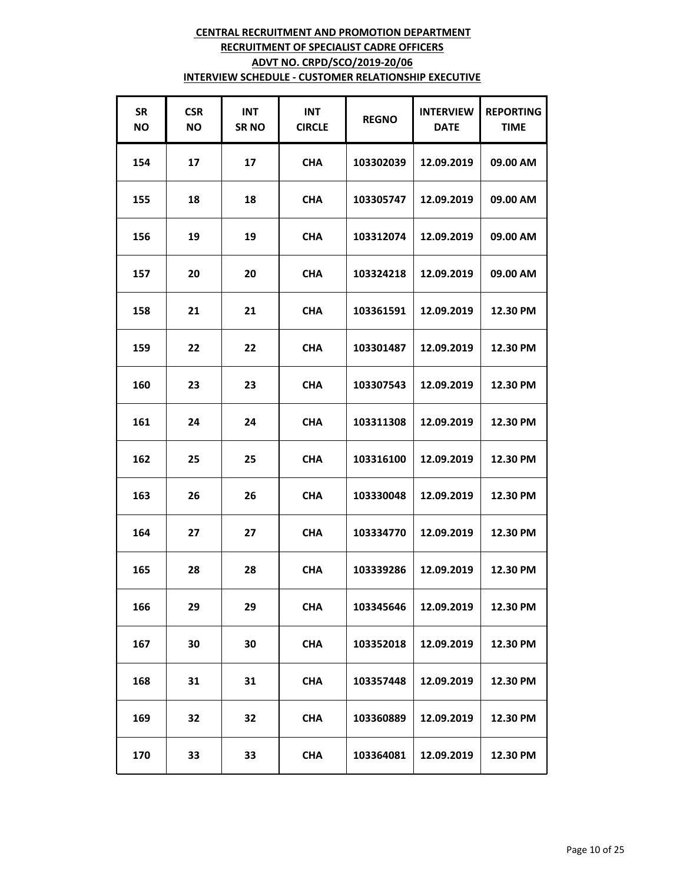**CENTRAL RECRUITMENT AND PROMOTION DEPARTMENT**
**RECRUITMENT OF SPECIALIST CADRE OFFICERS**
**ADVT NO. CRPD/SCO/2019-20/06**
**INTERVIEW SCHEDULE - CUSTOMER RELATIONSHIP EXECUTIVE**

| SR NO | CSR NO | INT SR NO | INT CIRCLE | REGNO | INTERVIEW DATE | REPORTING TIME |
|---|---|---|---|---|---|---|
| 154 | 17 | 17 | CHA | 103302039 | 12.09.2019 | 09.00 AM |
| 155 | 18 | 18 | CHA | 103305747 | 12.09.2019 | 09.00 AM |
| 156 | 19 | 19 | CHA | 103312074 | 12.09.2019 | 09.00 AM |
| 157 | 20 | 20 | CHA | 103324218 | 12.09.2019 | 09.00 AM |
| 158 | 21 | 21 | CHA | 103361591 | 12.09.2019 | 12.30 PM |
| 159 | 22 | 22 | CHA | 103301487 | 12.09.2019 | 12.30 PM |
| 160 | 23 | 23 | CHA | 103307543 | 12.09.2019 | 12.30 PM |
| 161 | 24 | 24 | CHA | 103311308 | 12.09.2019 | 12.30 PM |
| 162 | 25 | 25 | CHA | 103316100 | 12.09.2019 | 12.30 PM |
| 163 | 26 | 26 | CHA | 103330048 | 12.09.2019 | 12.30 PM |
| 164 | 27 | 27 | CHA | 103334770 | 12.09.2019 | 12.30 PM |
| 165 | 28 | 28 | CHA | 103339286 | 12.09.2019 | 12.30 PM |
| 166 | 29 | 29 | CHA | 103345646 | 12.09.2019 | 12.30 PM |
| 167 | 30 | 30 | CHA | 103352018 | 12.09.2019 | 12.30 PM |
| 168 | 31 | 31 | CHA | 103357448 | 12.09.2019 | 12.30 PM |
| 169 | 32 | 32 | CHA | 103360889 | 12.09.2019 | 12.30 PM |
| 170 | 33 | 33 | CHA | 103364081 | 12.09.2019 | 12.30 PM |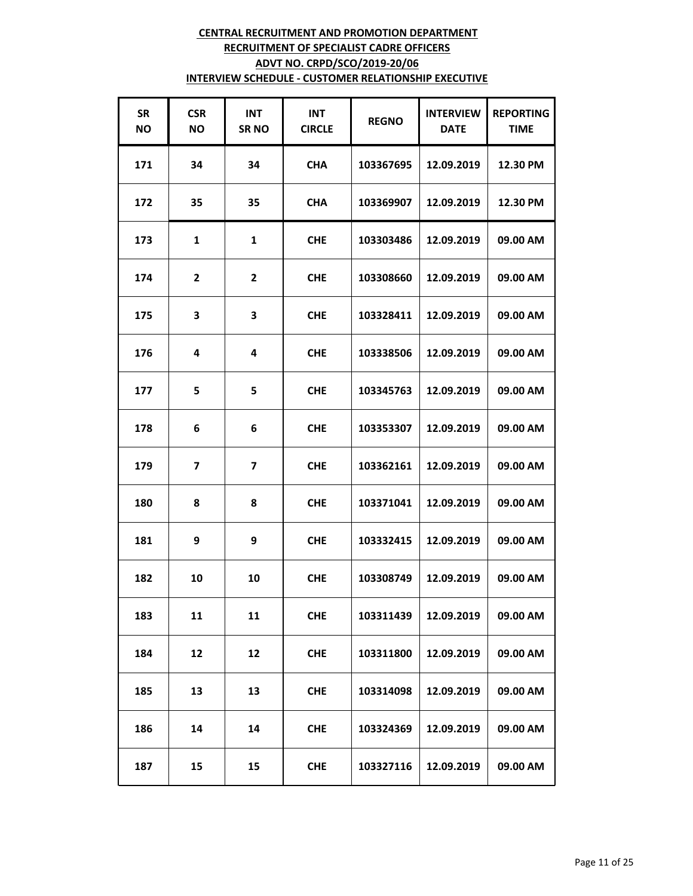**CENTRAL RECRUITMENT AND PROMOTION DEPARTMENT**
**RECRUITMENT OF SPECIALIST CADRE OFFICERS**
**ADVT NO. CRPD/SCO/2019-20/06**
**INTERVIEW SCHEDULE - CUSTOMER RELATIONSHIP EXECUTIVE**

| SR NO | CSR NO | INT SR NO | INT CIRCLE | REGNO | INTERVIEW DATE | REPORTING TIME |
|---|---|---|---|---|---|---|
| 171 | 34 | 34 | CHA | 103367695 | 12.09.2019 | 12.30 PM |
| 172 | 35 | 35 | CHA | 103369907 | 12.09.2019 | 12.30 PM |
| 173 | 1 | 1 | CHE | 103303486 | 12.09.2019 | 09.00 AM |
| 174 | 2 | 2 | CHE | 103308660 | 12.09.2019 | 09.00 AM |
| 175 | 3 | 3 | CHE | 103328411 | 12.09.2019 | 09.00 AM |
| 176 | 4 | 4 | CHE | 103338506 | 12.09.2019 | 09.00 AM |
| 177 | 5 | 5 | CHE | 103345763 | 12.09.2019 | 09.00 AM |
| 178 | 6 | 6 | CHE | 103353307 | 12.09.2019 | 09.00 AM |
| 179 | 7 | 7 | CHE | 103362161 | 12.09.2019 | 09.00 AM |
| 180 | 8 | 8 | CHE | 103371041 | 12.09.2019 | 09.00 AM |
| 181 | 9 | 9 | CHE | 103332415 | 12.09.2019 | 09.00 AM |
| 182 | 10 | 10 | CHE | 103308749 | 12.09.2019 | 09.00 AM |
| 183 | 11 | 11 | CHE | 103311439 | 12.09.2019 | 09.00 AM |
| 184 | 12 | 12 | CHE | 103311800 | 12.09.2019 | 09.00 AM |
| 185 | 13 | 13 | CHE | 103314098 | 12.09.2019 | 09.00 AM |
| 186 | 14 | 14 | CHE | 103324369 | 12.09.2019 | 09.00 AM |
| 187 | 15 | 15 | CHE | 103327116 | 12.09.2019 | 09.00 AM |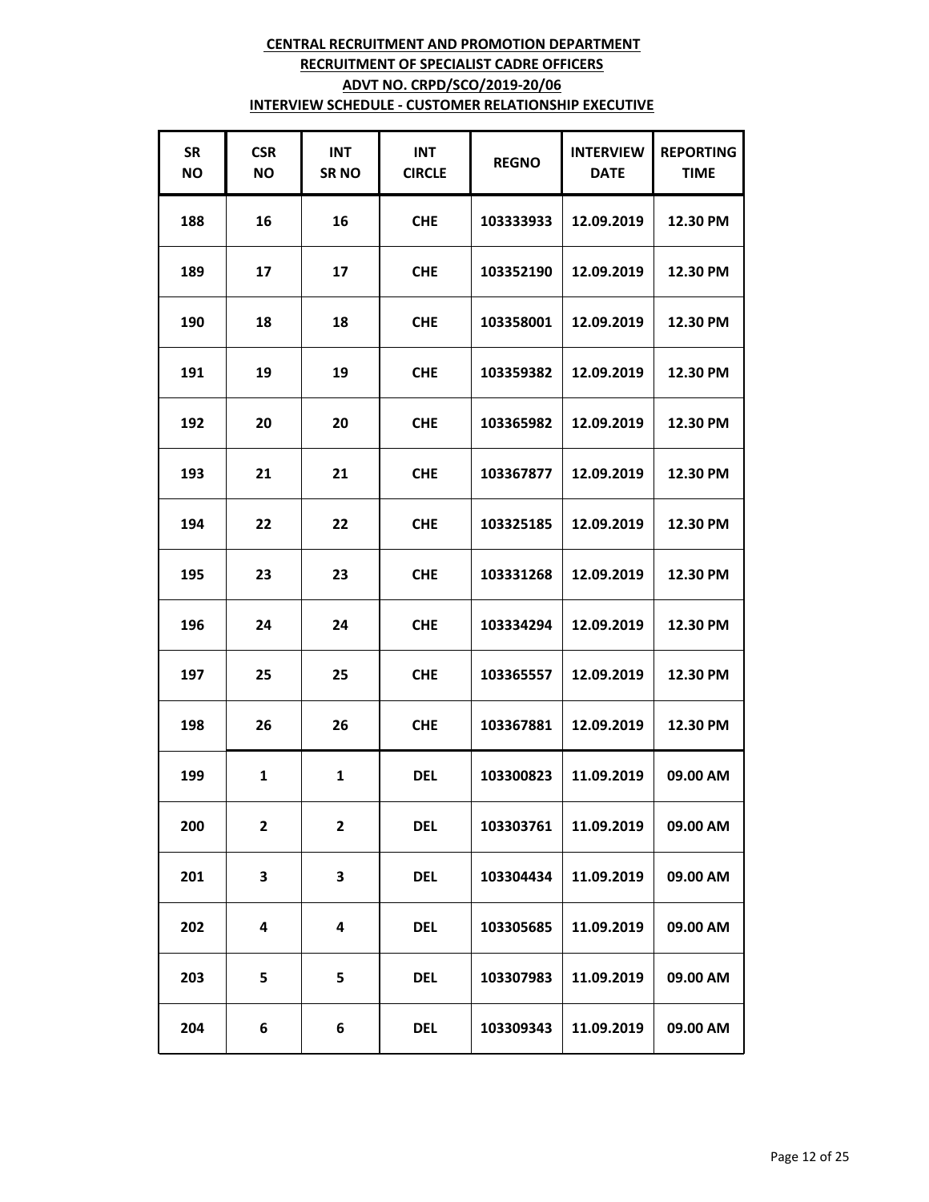**CENTRAL RECRUITMENT AND PROMOTION DEPARTMENT**

**RECRUITMENT OF SPECIALIST CADRE OFFICERS**

**ADVT NO. CRPD/SCO/2019-20/06**

**INTERVIEW SCHEDULE - CUSTOMER RELATIONSHIP EXECUTIVE**

| SR NO | CSR NO | INT SR NO | INT CIRCLE | REGNO | INTERVIEW DATE | REPORTING TIME |
|---|---|---|---|---|---|---|
| 188 | 16 | 16 | CHE | 103333933 | 12.09.2019 | 12.30 PM |
| 189 | 17 | 17 | CHE | 103352190 | 12.09.2019 | 12.30 PM |
| 190 | 18 | 18 | CHE | 103358001 | 12.09.2019 | 12.30 PM |
| 191 | 19 | 19 | CHE | 103359382 | 12.09.2019 | 12.30 PM |
| 192 | 20 | 20 | CHE | 103365982 | 12.09.2019 | 12.30 PM |
| 193 | 21 | 21 | CHE | 103367877 | 12.09.2019 | 12.30 PM |
| 194 | 22 | 22 | CHE | 103325185 | 12.09.2019 | 12.30 PM |
| 195 | 23 | 23 | CHE | 103331268 | 12.09.2019 | 12.30 PM |
| 196 | 24 | 24 | CHE | 103334294 | 12.09.2019 | 12.30 PM |
| 197 | 25 | 25 | CHE | 103365557 | 12.09.2019 | 12.30 PM |
| 198 | 26 | 26 | CHE | 103367881 | 12.09.2019 | 12.30 PM |
| 199 | 1 | 1 | DEL | 103300823 | 11.09.2019 | 09.00 AM |
| 200 | 2 | 2 | DEL | 103303761 | 11.09.2019 | 09.00 AM |
| 201 | 3 | 3 | DEL | 103304434 | 11.09.2019 | 09.00 AM |
| 202 | 4 | 4 | DEL | 103305685 | 11.09.2019 | 09.00 AM |
| 203 | 5 | 5 | DEL | 103307983 | 11.09.2019 | 09.00 AM |
| 204 | 6 | 6 | DEL | 103309343 | 11.09.2019 | 09.00 AM |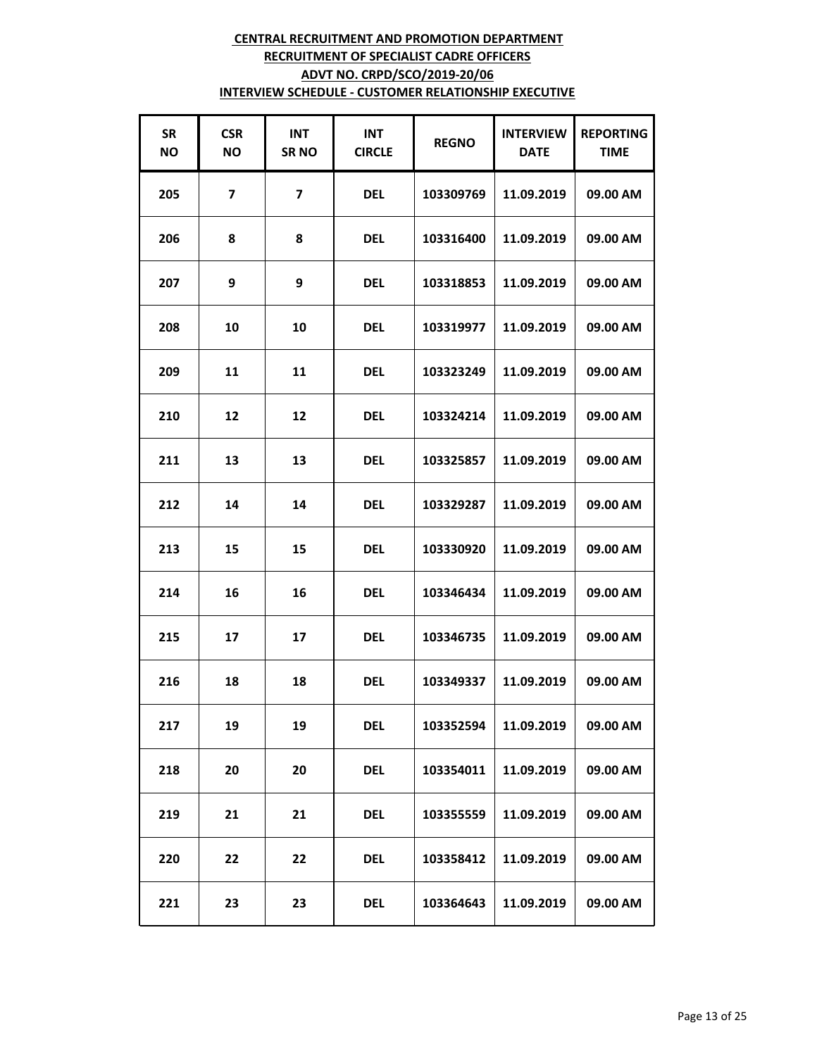**CENTRAL RECRUITMENT AND PROMOTION DEPARTMENT**
**RECRUITMENT OF SPECIALIST CADRE OFFICERS**
**ADVT NO. CRPD/SCO/2019-20/06**
**INTERVIEW SCHEDULE - CUSTOMER RELATIONSHIP EXECUTIVE**

| SR NO | CSR NO | INT SR NO | INT CIRCLE | REGNO | INTERVIEW DATE | REPORTING TIME |
|---|---|---|---|---|---|---|
| 205 | 7 | 7 | DEL | 103309769 | 11.09.2019 | 09.00 AM |
| 206 | 8 | 8 | DEL | 103316400 | 11.09.2019 | 09.00 AM |
| 207 | 9 | 9 | DEL | 103318853 | 11.09.2019 | 09.00 AM |
| 208 | 10 | 10 | DEL | 103319977 | 11.09.2019 | 09.00 AM |
| 209 | 11 | 11 | DEL | 103323249 | 11.09.2019 | 09.00 AM |
| 210 | 12 | 12 | DEL | 103324214 | 11.09.2019 | 09.00 AM |
| 211 | 13 | 13 | DEL | 103325857 | 11.09.2019 | 09.00 AM |
| 212 | 14 | 14 | DEL | 103329287 | 11.09.2019 | 09.00 AM |
| 213 | 15 | 15 | DEL | 103330920 | 11.09.2019 | 09.00 AM |
| 214 | 16 | 16 | DEL | 103346434 | 11.09.2019 | 09.00 AM |
| 215 | 17 | 17 | DEL | 103346735 | 11.09.2019 | 09.00 AM |
| 216 | 18 | 18 | DEL | 103349337 | 11.09.2019 | 09.00 AM |
| 217 | 19 | 19 | DEL | 103352594 | 11.09.2019 | 09.00 AM |
| 218 | 20 | 20 | DEL | 103354011 | 11.09.2019 | 09.00 AM |
| 219 | 21 | 21 | DEL | 103355559 | 11.09.2019 | 09.00 AM |
| 220 | 22 | 22 | DEL | 103358412 | 11.09.2019 | 09.00 AM |
| 221 | 23 | 23 | DEL | 103364643 | 11.09.2019 | 09.00 AM |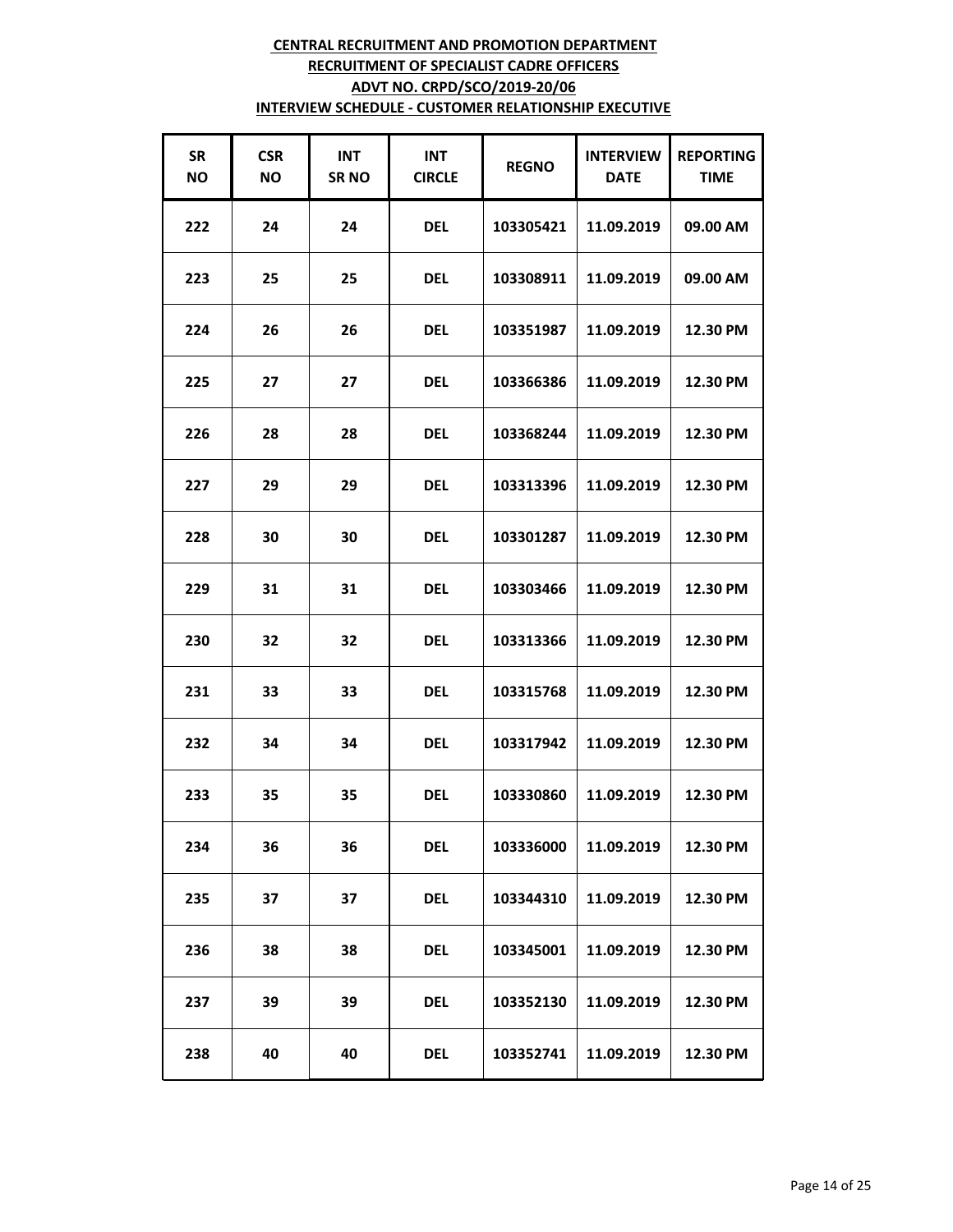**CENTRAL RECRUITMENT AND PROMOTION DEPARTMENT**

**RECRUITMENT OF SPECIALIST CADRE OFFICERS**

**ADVT NO. CRPD/SCO/2019-20/06**

**INTERVIEW SCHEDULE - CUSTOMER RELATIONSHIP EXECUTIVE**

| SR NO | CSR NO | INT SR NO | INT CIRCLE | REGNO | INTERVIEW DATE | REPORTING TIME |
|---|---|---|---|---|---|---|
| 222 | 24 | 24 | DEL | 103305421 | 11.09.2019 | 09.00 AM |
| 223 | 25 | 25 | DEL | 103308911 | 11.09.2019 | 09.00 AM |
| 224 | 26 | 26 | DEL | 103351987 | 11.09.2019 | 12.30 PM |
| 225 | 27 | 27 | DEL | 103366386 | 11.09.2019 | 12.30 PM |
| 226 | 28 | 28 | DEL | 103368244 | 11.09.2019 | 12.30 PM |
| 227 | 29 | 29 | DEL | 103313396 | 11.09.2019 | 12.30 PM |
| 228 | 30 | 30 | DEL | 103301287 | 11.09.2019 | 12.30 PM |
| 229 | 31 | 31 | DEL | 103303466 | 11.09.2019 | 12.30 PM |
| 230 | 32 | 32 | DEL | 103313366 | 11.09.2019 | 12.30 PM |
| 231 | 33 | 33 | DEL | 103315768 | 11.09.2019 | 12.30 PM |
| 232 | 34 | 34 | DEL | 103317942 | 11.09.2019 | 12.30 PM |
| 233 | 35 | 35 | DEL | 103330860 | 11.09.2019 | 12.30 PM |
| 234 | 36 | 36 | DEL | 103336000 | 11.09.2019 | 12.30 PM |
| 235 | 37 | 37 | DEL | 103344310 | 11.09.2019 | 12.30 PM |
| 236 | 38 | 38 | DEL | 103345001 | 11.09.2019 | 12.30 PM |
| 237 | 39 | 39 | DEL | 103352130 | 11.09.2019 | 12.30 PM |
| 238 | 40 | 40 | DEL | 103352741 | 11.09.2019 | 12.30 PM |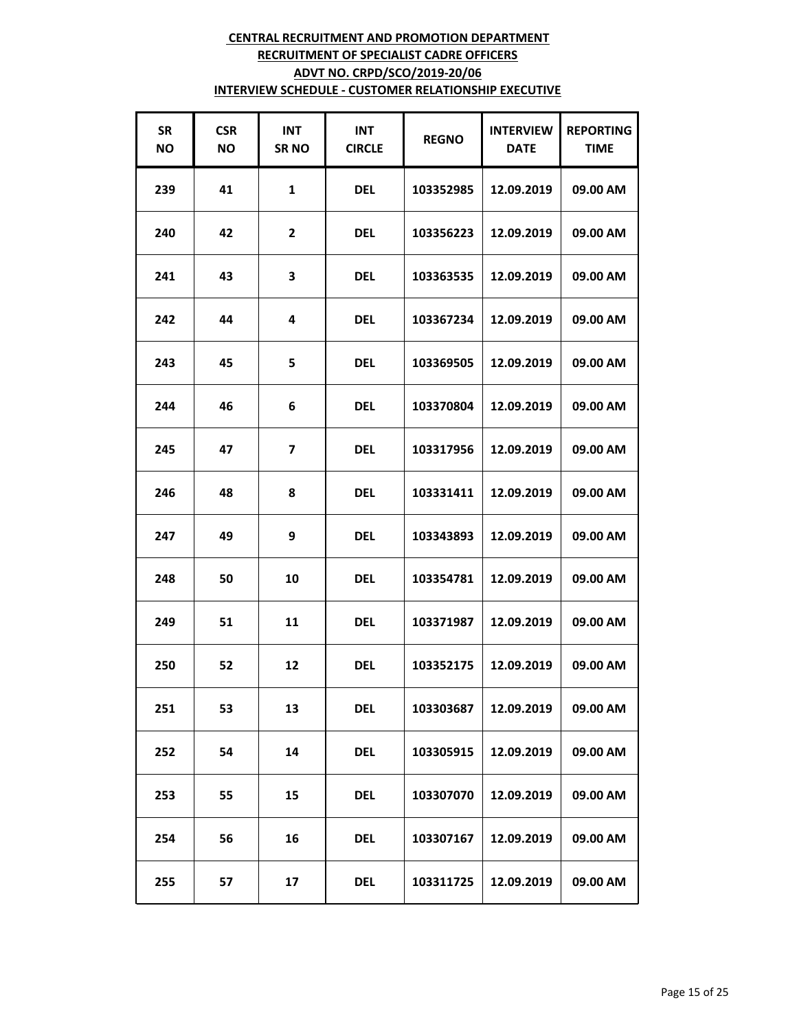**CENTRAL RECRUITMENT AND PROMOTION DEPARTMENT**
**RECRUITMENT OF SPECIALIST CADRE OFFICERS**
**ADVT NO. CRPD/SCO/2019-20/06**
**INTERVIEW SCHEDULE - CUSTOMER RELATIONSHIP EXECUTIVE**

| SR NO | CSR NO | INT SR NO | INT CIRCLE | REGNO | INTERVIEW DATE | REPORTING TIME |
|---|---|---|---|---|---|---|
| 239 | 41 | 1 | DEL | 103352985 | 12.09.2019 | 09.00 AM |
| 240 | 42 | 2 | DEL | 103356223 | 12.09.2019 | 09.00 AM |
| 241 | 43 | 3 | DEL | 103363535 | 12.09.2019 | 09.00 AM |
| 242 | 44 | 4 | DEL | 103367234 | 12.09.2019 | 09.00 AM |
| 243 | 45 | 5 | DEL | 103369505 | 12.09.2019 | 09.00 AM |
| 244 | 46 | 6 | DEL | 103370804 | 12.09.2019 | 09.00 AM |
| 245 | 47 | 7 | DEL | 103317956 | 12.09.2019 | 09.00 AM |
| 246 | 48 | 8 | DEL | 103331411 | 12.09.2019 | 09.00 AM |
| 247 | 49 | 9 | DEL | 103343893 | 12.09.2019 | 09.00 AM |
| 248 | 50 | 10 | DEL | 103354781 | 12.09.2019 | 09.00 AM |
| 249 | 51 | 11 | DEL | 103371987 | 12.09.2019 | 09.00 AM |
| 250 | 52 | 12 | DEL | 103352175 | 12.09.2019 | 09.00 AM |
| 251 | 53 | 13 | DEL | 103303687 | 12.09.2019 | 09.00 AM |
| 252 | 54 | 14 | DEL | 103305915 | 12.09.2019 | 09.00 AM |
| 253 | 55 | 15 | DEL | 103307070 | 12.09.2019 | 09.00 AM |
| 254 | 56 | 16 | DEL | 103307167 | 12.09.2019 | 09.00 AM |
| 255 | 57 | 17 | DEL | 103311725 | 12.09.2019 | 09.00 AM |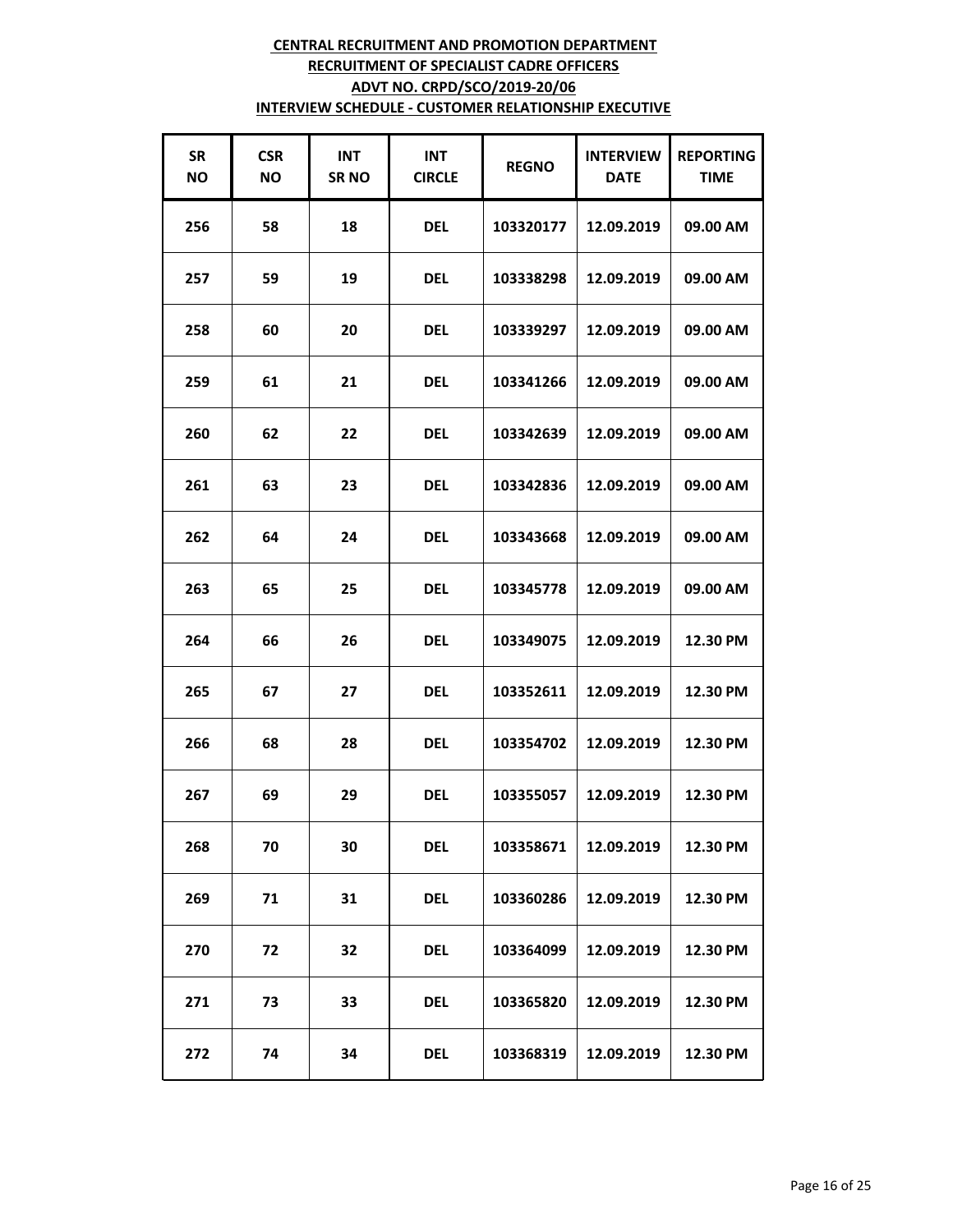**CENTRAL RECRUITMENT AND PROMOTION DEPARTMENT**
**RECRUITMENT OF SPECIALIST CADRE OFFICERS**
**ADVT NO. CRPD/SCO/2019-20/06**
**INTERVIEW SCHEDULE - CUSTOMER RELATIONSHIP EXECUTIVE**

| SR NO | CSR NO | INT SR NO | INT CIRCLE | REGNO | INTERVIEW DATE | REPORTING TIME |
|---|---|---|---|---|---|---|
| 256 | 58 | 18 | DEL | 103320177 | 12.09.2019 | 09.00 AM |
| 257 | 59 | 19 | DEL | 103338298 | 12.09.2019 | 09.00 AM |
| 258 | 60 | 20 | DEL | 103339297 | 12.09.2019 | 09.00 AM |
| 259 | 61 | 21 | DEL | 103341266 | 12.09.2019 | 09.00 AM |
| 260 | 62 | 22 | DEL | 103342639 | 12.09.2019 | 09.00 AM |
| 261 | 63 | 23 | DEL | 103342836 | 12.09.2019 | 09.00 AM |
| 262 | 64 | 24 | DEL | 103343668 | 12.09.2019 | 09.00 AM |
| 263 | 65 | 25 | DEL | 103345778 | 12.09.2019 | 09.00 AM |
| 264 | 66 | 26 | DEL | 103349075 | 12.09.2019 | 12.30 PM |
| 265 | 67 | 27 | DEL | 103352611 | 12.09.2019 | 12.30 PM |
| 266 | 68 | 28 | DEL | 103354702 | 12.09.2019 | 12.30 PM |
| 267 | 69 | 29 | DEL | 103355057 | 12.09.2019 | 12.30 PM |
| 268 | 70 | 30 | DEL | 103358671 | 12.09.2019 | 12.30 PM |
| 269 | 71 | 31 | DEL | 103360286 | 12.09.2019 | 12.30 PM |
| 270 | 72 | 32 | DEL | 103364099 | 12.09.2019 | 12.30 PM |
| 271 | 73 | 33 | DEL | 103365820 | 12.09.2019 | 12.30 PM |
| 272 | 74 | 34 | DEL | 103368319 | 12.09.2019 | 12.30 PM |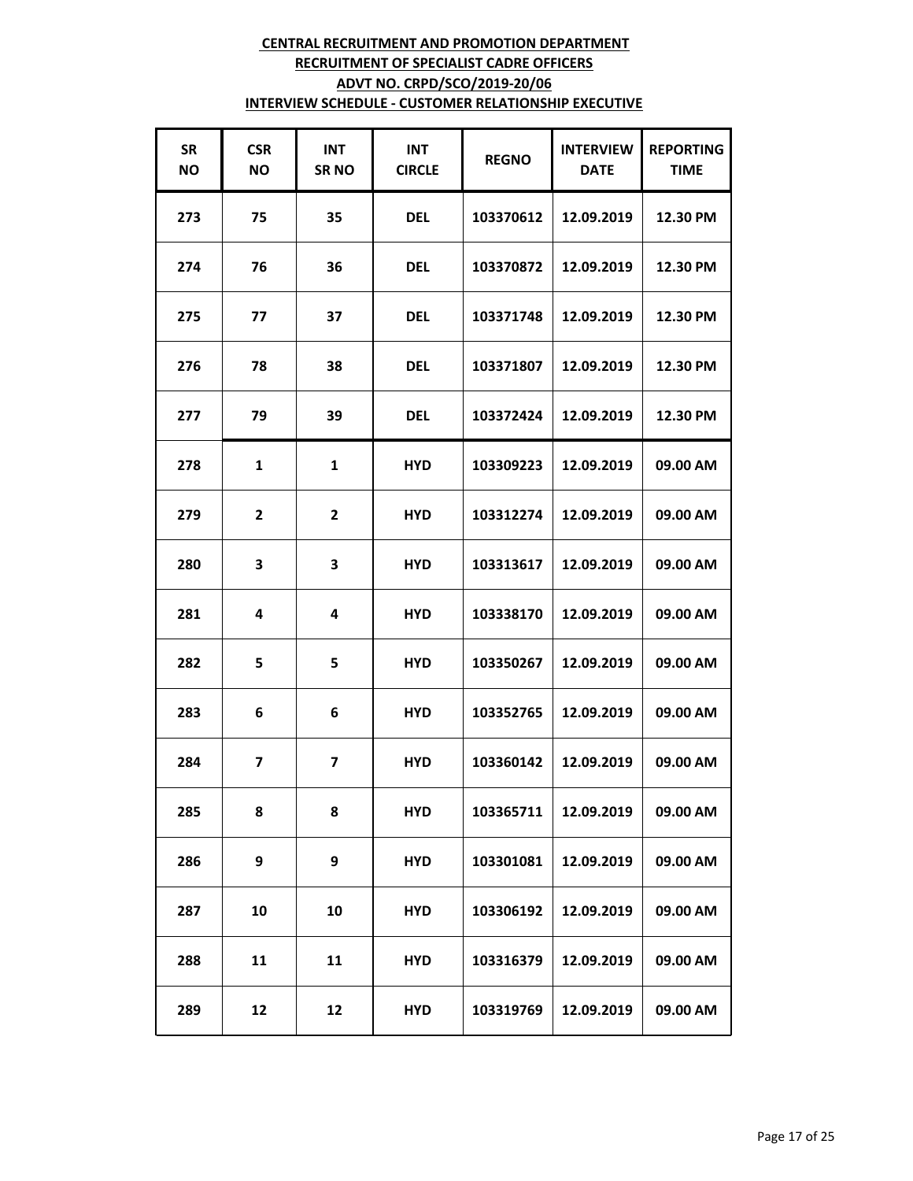**CENTRAL RECRUITMENT AND PROMOTION DEPARTMENT**
**RECRUITMENT OF SPECIALIST CADRE OFFICERS**
**ADVT NO. CRPD/SCO/2019-20/06**
**INTERVIEW SCHEDULE - CUSTOMER RELATIONSHIP EXECUTIVE**

| SR NO | CSR NO | INT SR NO | INT CIRCLE | REGNO | INTERVIEW DATE | REPORTING TIME |
|---|---|---|---|---|---|---|
| 273 | 75 | 35 | DEL | 103370612 | 12.09.2019 | 12.30 PM |
| 274 | 76 | 36 | DEL | 103370872 | 12.09.2019 | 12.30 PM |
| 275 | 77 | 37 | DEL | 103371748 | 12.09.2019 | 12.30 PM |
| 276 | 78 | 38 | DEL | 103371807 | 12.09.2019 | 12.30 PM |
| 277 | 79 | 39 | DEL | 103372424 | 12.09.2019 | 12.30 PM |
| 278 | 1 | 1 | HYD | 103309223 | 12.09.2019 | 09.00 AM |
| 279 | 2 | 2 | HYD | 103312274 | 12.09.2019 | 09.00 AM |
| 280 | 3 | 3 | HYD | 103313617 | 12.09.2019 | 09.00 AM |
| 281 | 4 | 4 | HYD | 103338170 | 12.09.2019 | 09.00 AM |
| 282 | 5 | 5 | HYD | 103350267 | 12.09.2019 | 09.00 AM |
| 283 | 6 | 6 | HYD | 103352765 | 12.09.2019 | 09.00 AM |
| 284 | 7 | 7 | HYD | 103360142 | 12.09.2019 | 09.00 AM |
| 285 | 8 | 8 | HYD | 103365711 | 12.09.2019 | 09.00 AM |
| 286 | 9 | 9 | HYD | 103301081 | 12.09.2019 | 09.00 AM |
| 287 | 10 | 10 | HYD | 103306192 | 12.09.2019 | 09.00 AM |
| 288 | 11 | 11 | HYD | 103316379 | 12.09.2019 | 09.00 AM |
| 289 | 12 | 12 | HYD | 103319769 | 12.09.2019 | 09.00 AM |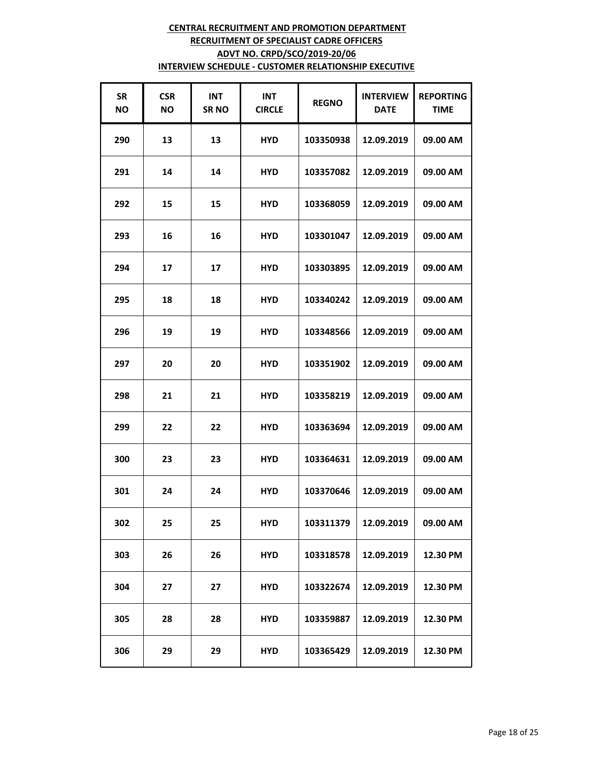**CENTRAL RECRUITMENT AND PROMOTION DEPARTMENT**
**RECRUITMENT OF SPECIALIST CADRE OFFICERS**
**ADVT NO. CRPD/SCO/2019-20/06**
**INTERVIEW SCHEDULE - CUSTOMER RELATIONSHIP EXECUTIVE**

| SR NO | CSR NO | INT SR NO | INT CIRCLE | REGNO | INTERVIEW DATE | REPORTING TIME |
|---|---|---|---|---|---|---|
| 290 | 13 | 13 | HYD | 103350938 | 12.09.2019 | 09.00 AM |
| 291 | 14 | 14 | HYD | 103357082 | 12.09.2019 | 09.00 AM |
| 292 | 15 | 15 | HYD | 103368059 | 12.09.2019 | 09.00 AM |
| 293 | 16 | 16 | HYD | 103301047 | 12.09.2019 | 09.00 AM |
| 294 | 17 | 17 | HYD | 103303895 | 12.09.2019 | 09.00 AM |
| 295 | 18 | 18 | HYD | 103340242 | 12.09.2019 | 09.00 AM |
| 296 | 19 | 19 | HYD | 103348566 | 12.09.2019 | 09.00 AM |
| 297 | 20 | 20 | HYD | 103351902 | 12.09.2019 | 09.00 AM |
| 298 | 21 | 21 | HYD | 103358219 | 12.09.2019 | 09.00 AM |
| 299 | 22 | 22 | HYD | 103363694 | 12.09.2019 | 09.00 AM |
| 300 | 23 | 23 | HYD | 103364631 | 12.09.2019 | 09.00 AM |
| 301 | 24 | 24 | HYD | 103370646 | 12.09.2019 | 09.00 AM |
| 302 | 25 | 25 | HYD | 103311379 | 12.09.2019 | 09.00 AM |
| 303 | 26 | 26 | HYD | 103318578 | 12.09.2019 | 12.30 PM |
| 304 | 27 | 27 | HYD | 103322674 | 12.09.2019 | 12.30 PM |
| 305 | 28 | 28 | HYD | 103359887 | 12.09.2019 | 12.30 PM |
| 306 | 29 | 29 | HYD | 103365429 | 12.09.2019 | 12.30 PM |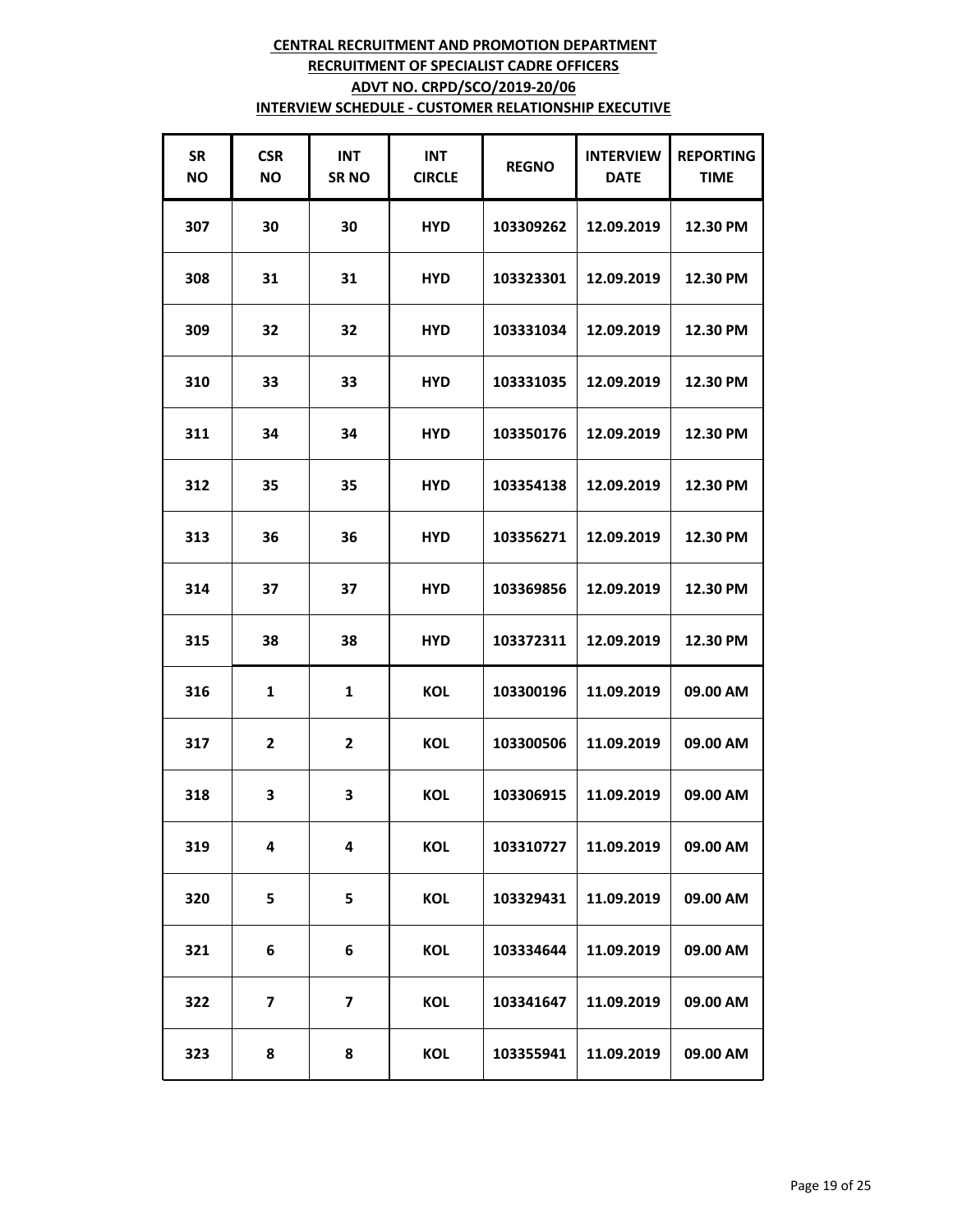**CENTRAL RECRUITMENT AND PROMOTION DEPARTMENT**
**RECRUITMENT OF SPECIALIST CADRE OFFICERS**
**ADVT NO. CRPD/SCO/2019-20/06**
**INTERVIEW SCHEDULE - CUSTOMER RELATIONSHIP EXECUTIVE**

| SR NO | CSR NO | INT SR NO | INT CIRCLE | REGNO | INTERVIEW DATE | REPORTING TIME |
|---|---|---|---|---|---|---|
| 307 | 30 | 30 | HYD | 103309262 | 12.09.2019 | 12.30 PM |
| 308 | 31 | 31 | HYD | 103323301 | 12.09.2019 | 12.30 PM |
| 309 | 32 | 32 | HYD | 103331034 | 12.09.2019 | 12.30 PM |
| 310 | 33 | 33 | HYD | 103331035 | 12.09.2019 | 12.30 PM |
| 311 | 34 | 34 | HYD | 103350176 | 12.09.2019 | 12.30 PM |
| 312 | 35 | 35 | HYD | 103354138 | 12.09.2019 | 12.30 PM |
| 313 | 36 | 36 | HYD | 103356271 | 12.09.2019 | 12.30 PM |
| 314 | 37 | 37 | HYD | 103369856 | 12.09.2019 | 12.30 PM |
| 315 | 38 | 38 | HYD | 103372311 | 12.09.2019 | 12.30 PM |
| 316 | 1 | 1 | KOL | 103300196 | 11.09.2019 | 09.00 AM |
| 317 | 2 | 2 | KOL | 103300506 | 11.09.2019 | 09.00 AM |
| 318 | 3 | 3 | KOL | 103306915 | 11.09.2019 | 09.00 AM |
| 319 | 4 | 4 | KOL | 103310727 | 11.09.2019 | 09.00 AM |
| 320 | 5 | 5 | KOL | 103329431 | 11.09.2019 | 09.00 AM |
| 321 | 6 | 6 | KOL | 103334644 | 11.09.2019 | 09.00 AM |
| 322 | 7 | 7 | KOL | 103341647 | 11.09.2019 | 09.00 AM |
| 323 | 8 | 8 | KOL | 103355941 | 11.09.2019 | 09.00 AM |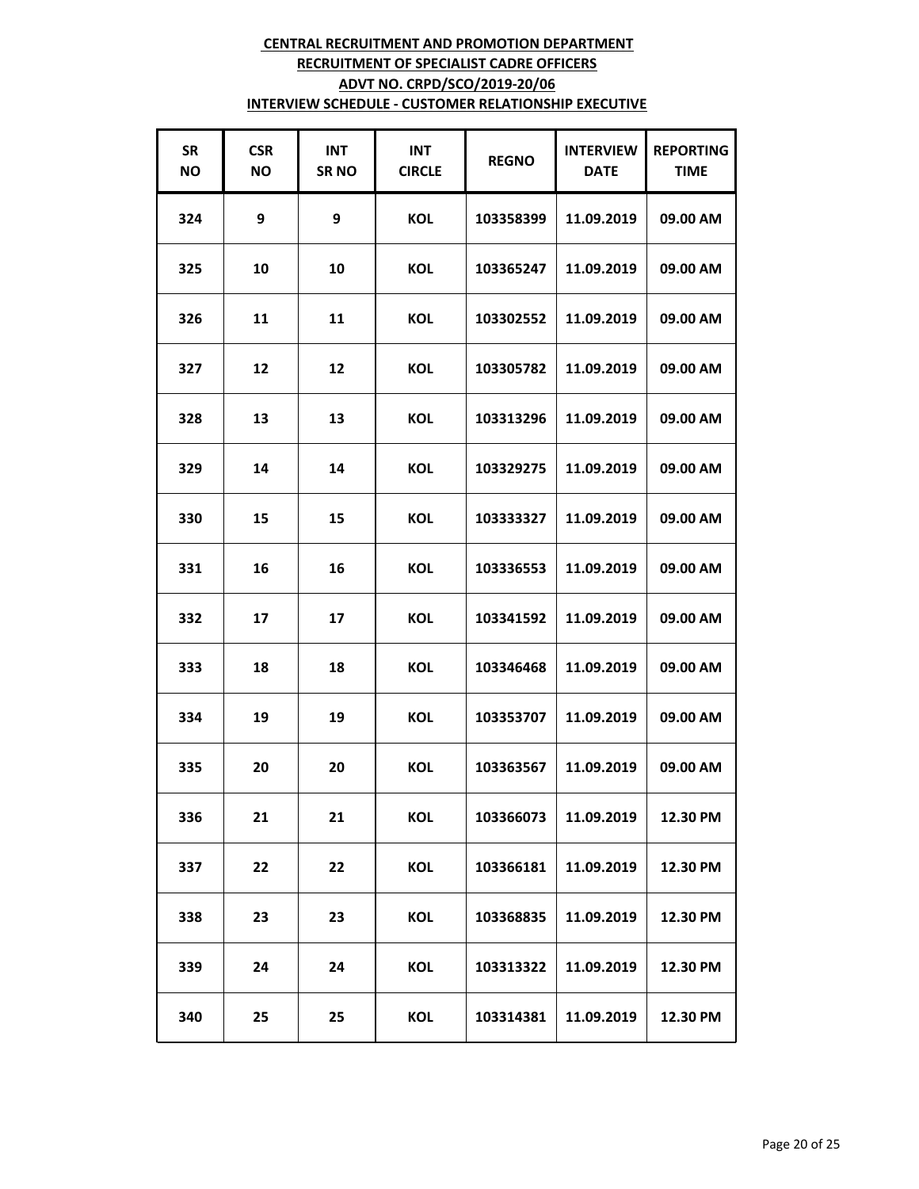**CENTRAL RECRUITMENT AND PROMOTION DEPARTMENT**
**RECRUITMENT OF SPECIALIST CADRE OFFICERS**
**ADVT NO. CRPD/SCO/2019-20/06**
**INTERVIEW SCHEDULE - CUSTOMER RELATIONSHIP EXECUTIVE**

| SR NO | CSR NO | INT SR NO | INT CIRCLE | REGNO | INTERVIEW DATE | REPORTING TIME |
|---|---|---|---|---|---|---|
| 324 | 9 | 9 | KOL | 103358399 | 11.09.2019 | 09.00 AM |
| 325 | 10 | 10 | KOL | 103365247 | 11.09.2019 | 09.00 AM |
| 326 | 11 | 11 | KOL | 103302552 | 11.09.2019 | 09.00 AM |
| 327 | 12 | 12 | KOL | 103305782 | 11.09.2019 | 09.00 AM |
| 328 | 13 | 13 | KOL | 103313296 | 11.09.2019 | 09.00 AM |
| 329 | 14 | 14 | KOL | 103329275 | 11.09.2019 | 09.00 AM |
| 330 | 15 | 15 | KOL | 103333327 | 11.09.2019 | 09.00 AM |
| 331 | 16 | 16 | KOL | 103336553 | 11.09.2019 | 09.00 AM |
| 332 | 17 | 17 | KOL | 103341592 | 11.09.2019 | 09.00 AM |
| 333 | 18 | 18 | KOL | 103346468 | 11.09.2019 | 09.00 AM |
| 334 | 19 | 19 | KOL | 103353707 | 11.09.2019 | 09.00 AM |
| 335 | 20 | 20 | KOL | 103363567 | 11.09.2019 | 09.00 AM |
| 336 | 21 | 21 | KOL | 103366073 | 11.09.2019 | 12.30 PM |
| 337 | 22 | 22 | KOL | 103366181 | 11.09.2019 | 12.30 PM |
| 338 | 23 | 23 | KOL | 103368835 | 11.09.2019 | 12.30 PM |
| 339 | 24 | 24 | KOL | 103313322 | 11.09.2019 | 12.30 PM |
| 340 | 25 | 25 | KOL | 103314381 | 11.09.2019 | 12.30 PM |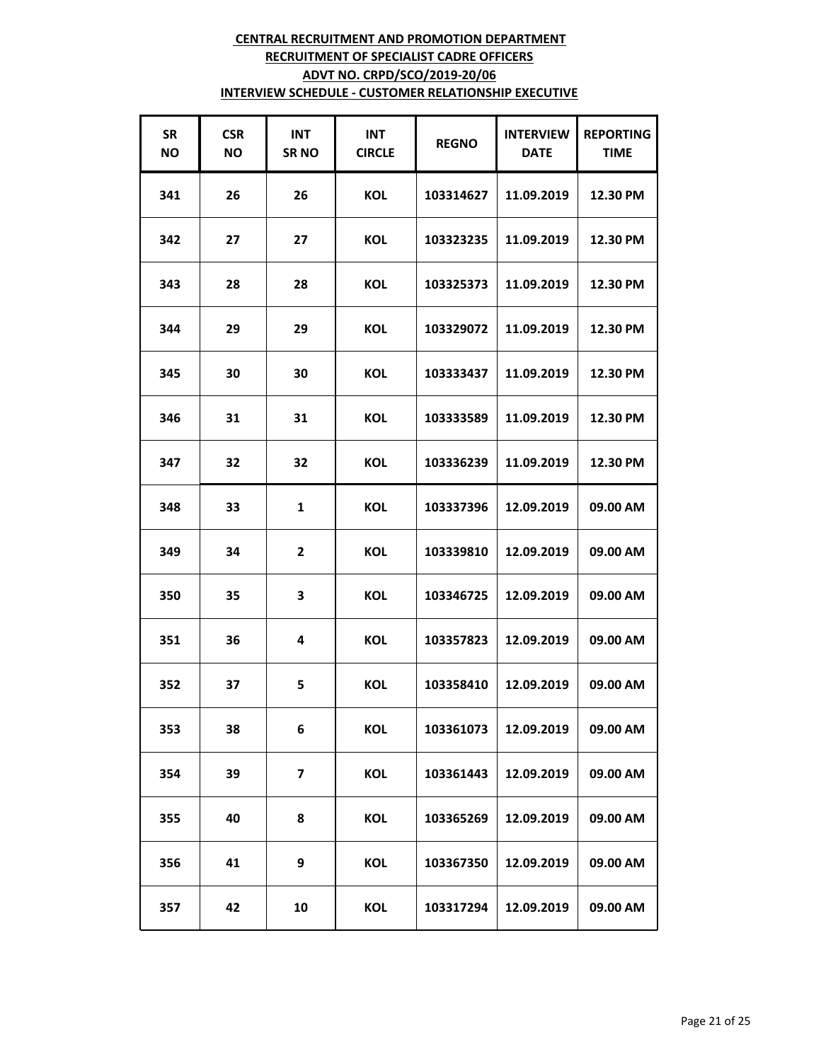**CENTRAL RECRUITMENT AND PROMOTION DEPARTMENT**

**RECRUITMENT OF SPECIALIST CADRE OFFICERS**

**ADVT NO. CRPD/SCO/2019-20/06**

**INTERVIEW SCHEDULE - CUSTOMER RELATIONSHIP EXECUTIVE**

| SR NO | CSR NO | INT SR NO | INT CIRCLE | REGNO | INTERVIEW DATE | REPORTING TIME |
|---|---|---|---|---|---|---|
| 341 | 26 | 26 | KOL | 103314627 | 11.09.2019 | 12.30 PM |
| 342 | 27 | 27 | KOL | 103323235 | 11.09.2019 | 12.30 PM |
| 343 | 28 | 28 | KOL | 103325373 | 11.09.2019 | 12.30 PM |
| 344 | 29 | 29 | KOL | 103329072 | 11.09.2019 | 12.30 PM |
| 345 | 30 | 30 | KOL | 103333437 | 11.09.2019 | 12.30 PM |
| 346 | 31 | 31 | KOL | 103333589 | 11.09.2019 | 12.30 PM |
| 347 | 32 | 32 | KOL | 103336239 | 11.09.2019 | 12.30 PM |
| 348 | 33 | 1 | KOL | 103337396 | 12.09.2019 | 09.00 AM |
| 349 | 34 | 2 | KOL | 103339810 | 12.09.2019 | 09.00 AM |
| 350 | 35 | 3 | KOL | 103346725 | 12.09.2019 | 09.00 AM |
| 351 | 36 | 4 | KOL | 103357823 | 12.09.2019 | 09.00 AM |
| 352 | 37 | 5 | KOL | 103358410 | 12.09.2019 | 09.00 AM |
| 353 | 38 | 6 | KOL | 103361073 | 12.09.2019 | 09.00 AM |
| 354 | 39 | 7 | KOL | 103361443 | 12.09.2019 | 09.00 AM |
| 355 | 40 | 8 | KOL | 103365269 | 12.09.2019 | 09.00 AM |
| 356 | 41 | 9 | KOL | 103367350 | 12.09.2019 | 09.00 AM |
| 357 | 42 | 10 | KOL | 103317294 | 12.09.2019 | 09.00 AM |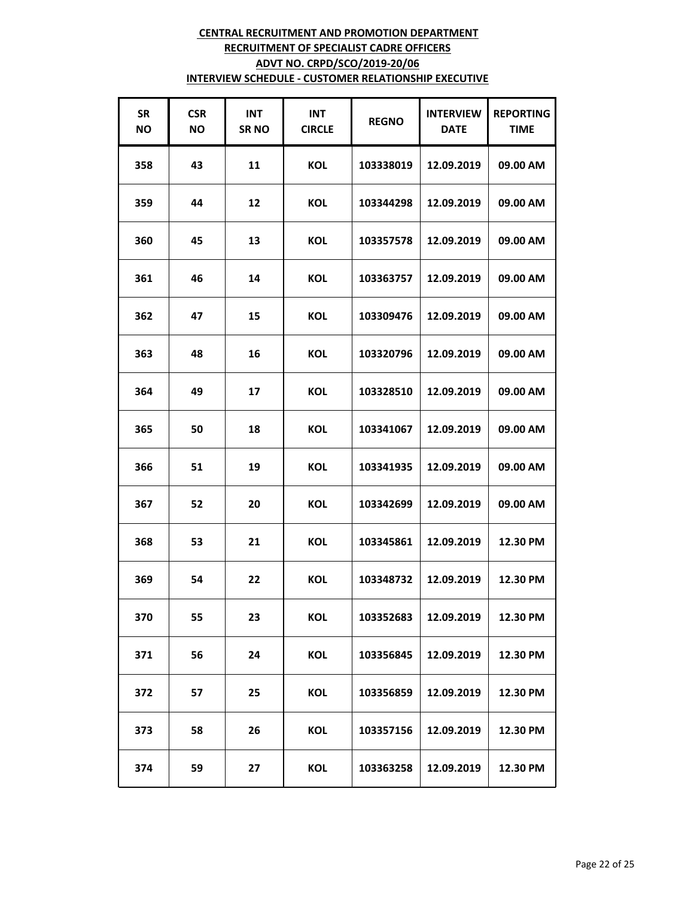**CENTRAL RECRUITMENT AND PROMOTION DEPARTMENT**

**RECRUITMENT OF SPECIALIST CADRE OFFICERS**

**ADVT NO. CRPD/SCO/2019-20/06**

**INTERVIEW SCHEDULE - CUSTOMER RELATIONSHIP EXECUTIVE**

| SR NO | CSR NO | INT SR NO | INT CIRCLE | REGNO | INTERVIEW DATE | REPORTING TIME |
|---|---|---|---|---|---|---|
| 358 | 43 | 11 | KOL | 103338019 | 12.09.2019 | 09.00 AM |
| 359 | 44 | 12 | KOL | 103344298 | 12.09.2019 | 09.00 AM |
| 360 | 45 | 13 | KOL | 103357578 | 12.09.2019 | 09.00 AM |
| 361 | 46 | 14 | KOL | 103363757 | 12.09.2019 | 09.00 AM |
| 362 | 47 | 15 | KOL | 103309476 | 12.09.2019 | 09.00 AM |
| 363 | 48 | 16 | KOL | 103320796 | 12.09.2019 | 09.00 AM |
| 364 | 49 | 17 | KOL | 103328510 | 12.09.2019 | 09.00 AM |
| 365 | 50 | 18 | KOL | 103341067 | 12.09.2019 | 09.00 AM |
| 366 | 51 | 19 | KOL | 103341935 | 12.09.2019 | 09.00 AM |
| 367 | 52 | 20 | KOL | 103342699 | 12.09.2019 | 09.00 AM |
| 368 | 53 | 21 | KOL | 103345861 | 12.09.2019 | 12.30 PM |
| 369 | 54 | 22 | KOL | 103348732 | 12.09.2019 | 12.30 PM |
| 370 | 55 | 23 | KOL | 103352683 | 12.09.2019 | 12.30 PM |
| 371 | 56 | 24 | KOL | 103356845 | 12.09.2019 | 12.30 PM |
| 372 | 57 | 25 | KOL | 103356859 | 12.09.2019 | 12.30 PM |
| 373 | 58 | 26 | KOL | 103357156 | 12.09.2019 | 12.30 PM |
| 374 | 59 | 27 | KOL | 103363258 | 12.09.2019 | 12.30 PM |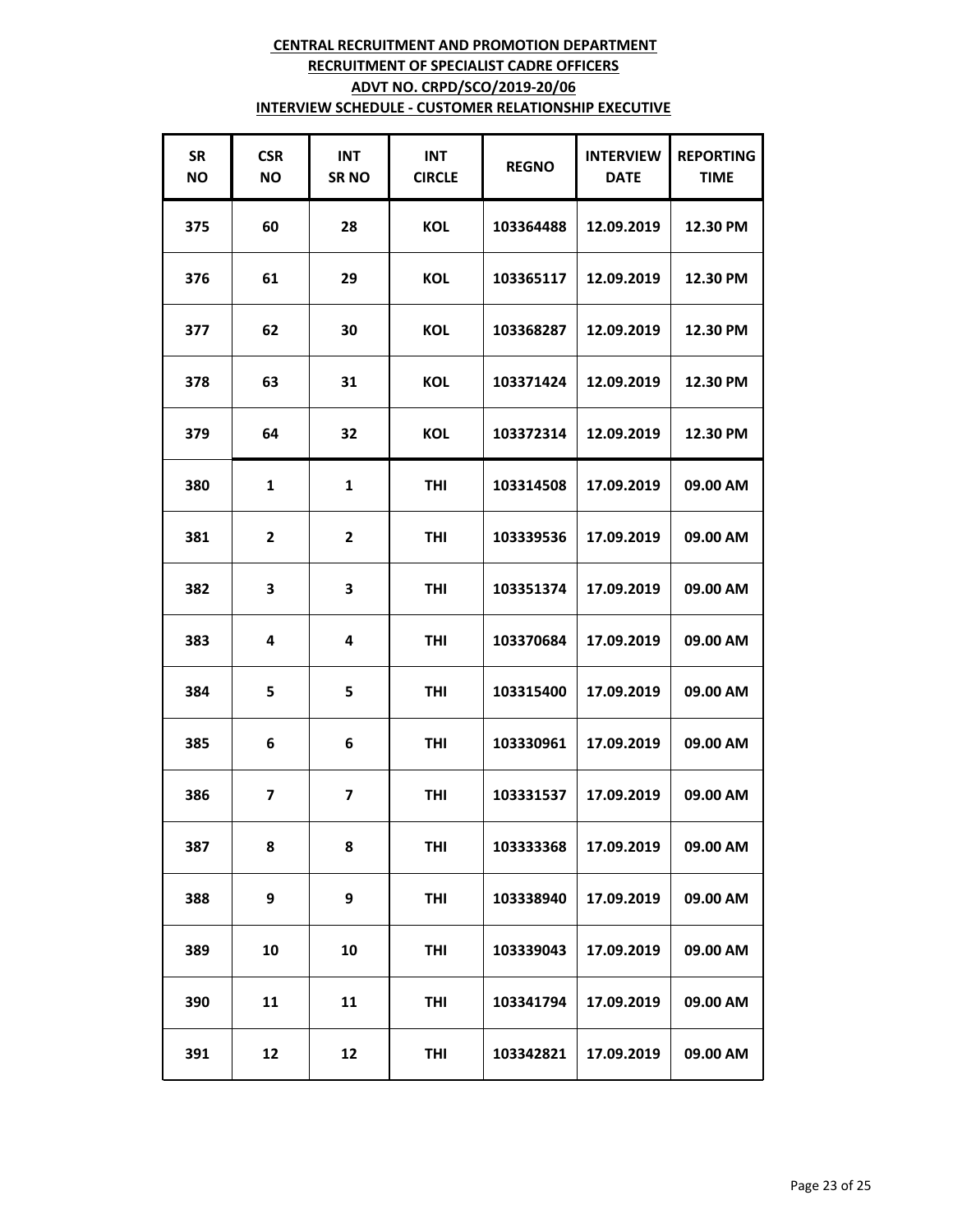**CENTRAL RECRUITMENT AND PROMOTION DEPARTMENT**
**RECRUITMENT OF SPECIALIST CADRE OFFICERS**
**ADVT NO. CRPD/SCO/2019-20/06**
**INTERVIEW SCHEDULE - CUSTOMER RELATIONSHIP EXECUTIVE**

| SR NO | CSR NO | INT SR NO | INT CIRCLE | REGNO | INTERVIEW DATE | REPORTING TIME |
|---|---|---|---|---|---|---|
| 375 | 60 | 28 | KOL | 103364488 | 12.09.2019 | 12.30 PM |
| 376 | 61 | 29 | KOL | 103365117 | 12.09.2019 | 12.30 PM |
| 377 | 62 | 30 | KOL | 103368287 | 12.09.2019 | 12.30 PM |
| 378 | 63 | 31 | KOL | 103371424 | 12.09.2019 | 12.30 PM |
| 379 | 64 | 32 | KOL | 103372314 | 12.09.2019 | 12.30 PM |
| 380 | 1 | 1 | THI | 103314508 | 17.09.2019 | 09.00 AM |
| 381 | 2 | 2 | THI | 103339536 | 17.09.2019 | 09.00 AM |
| 382 | 3 | 3 | THI | 103351374 | 17.09.2019 | 09.00 AM |
| 383 | 4 | 4 | THI | 103370684 | 17.09.2019 | 09.00 AM |
| 384 | 5 | 5 | THI | 103315400 | 17.09.2019 | 09.00 AM |
| 385 | 6 | 6 | THI | 103330961 | 17.09.2019 | 09.00 AM |
| 386 | 7 | 7 | THI | 103331537 | 17.09.2019 | 09.00 AM |
| 387 | 8 | 8 | THI | 103333368 | 17.09.2019 | 09.00 AM |
| 388 | 9 | 9 | THI | 103338940 | 17.09.2019 | 09.00 AM |
| 389 | 10 | 10 | THI | 103339043 | 17.09.2019 | 09.00 AM |
| 390 | 11 | 11 | THI | 103341794 | 17.09.2019 | 09.00 AM |
| 391 | 12 | 12 | THI | 103342821 | 17.09.2019 | 09.00 AM |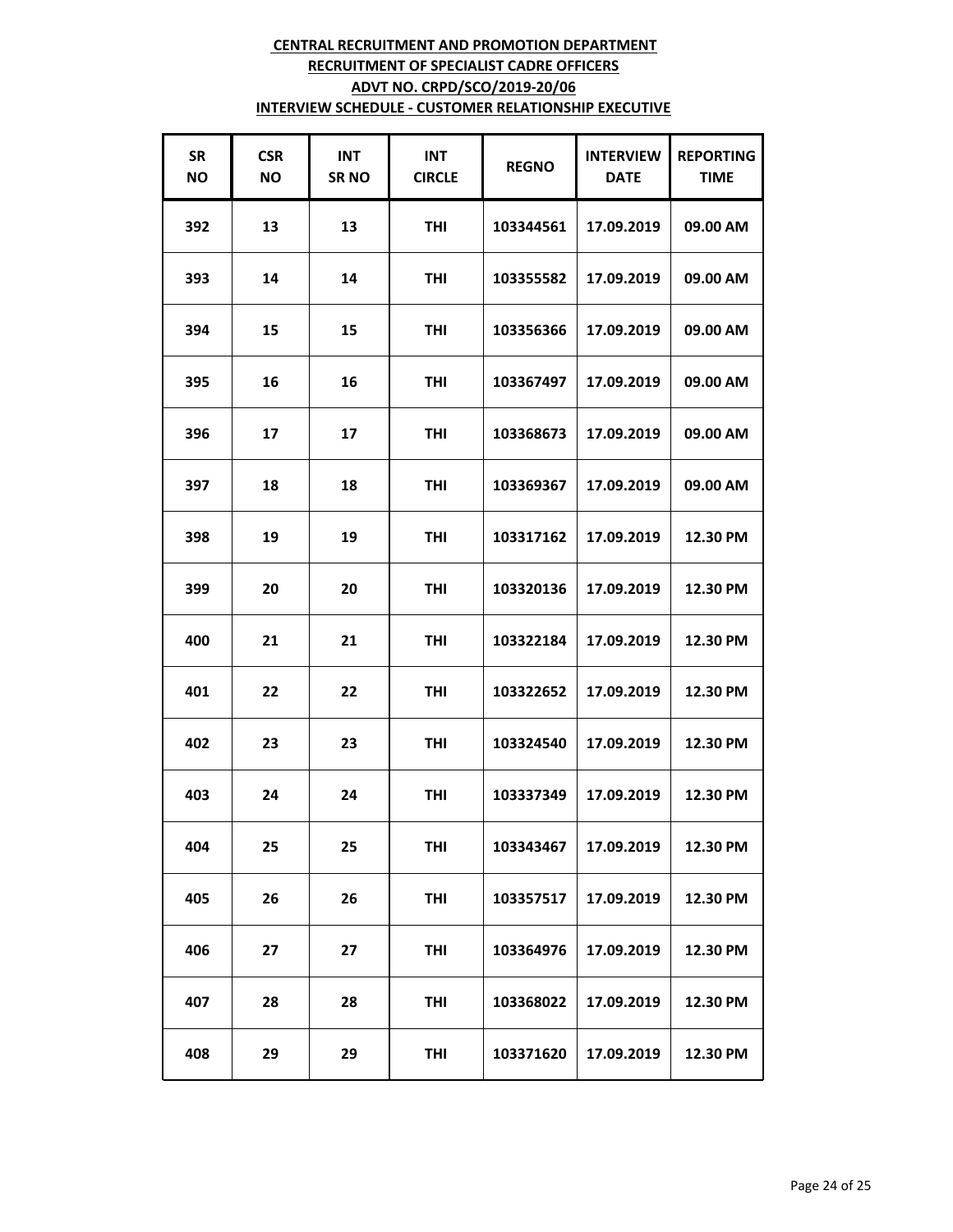**CENTRAL RECRUITMENT AND PROMOTION DEPARTMENT**
**RECRUITMENT OF SPECIALIST CADRE OFFICERS**
**ADVT NO. CRPD/SCO/2019-20/06**
**INTERVIEW SCHEDULE - CUSTOMER RELATIONSHIP EXECUTIVE**

| SR NO | CSR NO | INT SR NO | INT CIRCLE | REGNO | INTERVIEW DATE | REPORTING TIME |
|---|---|---|---|---|---|---|
| 392 | 13 | 13 | THI | 103344561 | 17.09.2019 | 09.00 AM |
| 393 | 14 | 14 | THI | 103355582 | 17.09.2019 | 09.00 AM |
| 394 | 15 | 15 | THI | 103356366 | 17.09.2019 | 09.00 AM |
| 395 | 16 | 16 | THI | 103367497 | 17.09.2019 | 09.00 AM |
| 396 | 17 | 17 | THI | 103368673 | 17.09.2019 | 09.00 AM |
| 397 | 18 | 18 | THI | 103369367 | 17.09.2019 | 09.00 AM |
| 398 | 19 | 19 | THI | 103317162 | 17.09.2019 | 12.30 PM |
| 399 | 20 | 20 | THI | 103320136 | 17.09.2019 | 12.30 PM |
| 400 | 21 | 21 | THI | 103322184 | 17.09.2019 | 12.30 PM |
| 401 | 22 | 22 | THI | 103322652 | 17.09.2019 | 12.30 PM |
| 402 | 23 | 23 | THI | 103324540 | 17.09.2019 | 12.30 PM |
| 403 | 24 | 24 | THI | 103337349 | 17.09.2019 | 12.30 PM |
| 404 | 25 | 25 | THI | 103343467 | 17.09.2019 | 12.30 PM |
| 405 | 26 | 26 | THI | 103357517 | 17.09.2019 | 12.30 PM |
| 406 | 27 | 27 | THI | 103364976 | 17.09.2019 | 12.30 PM |
| 407 | 28 | 28 | THI | 103368022 | 17.09.2019 | 12.30 PM |
| 408 | 29 | 29 | THI | 103371620 | 17.09.2019 | 12.30 PM |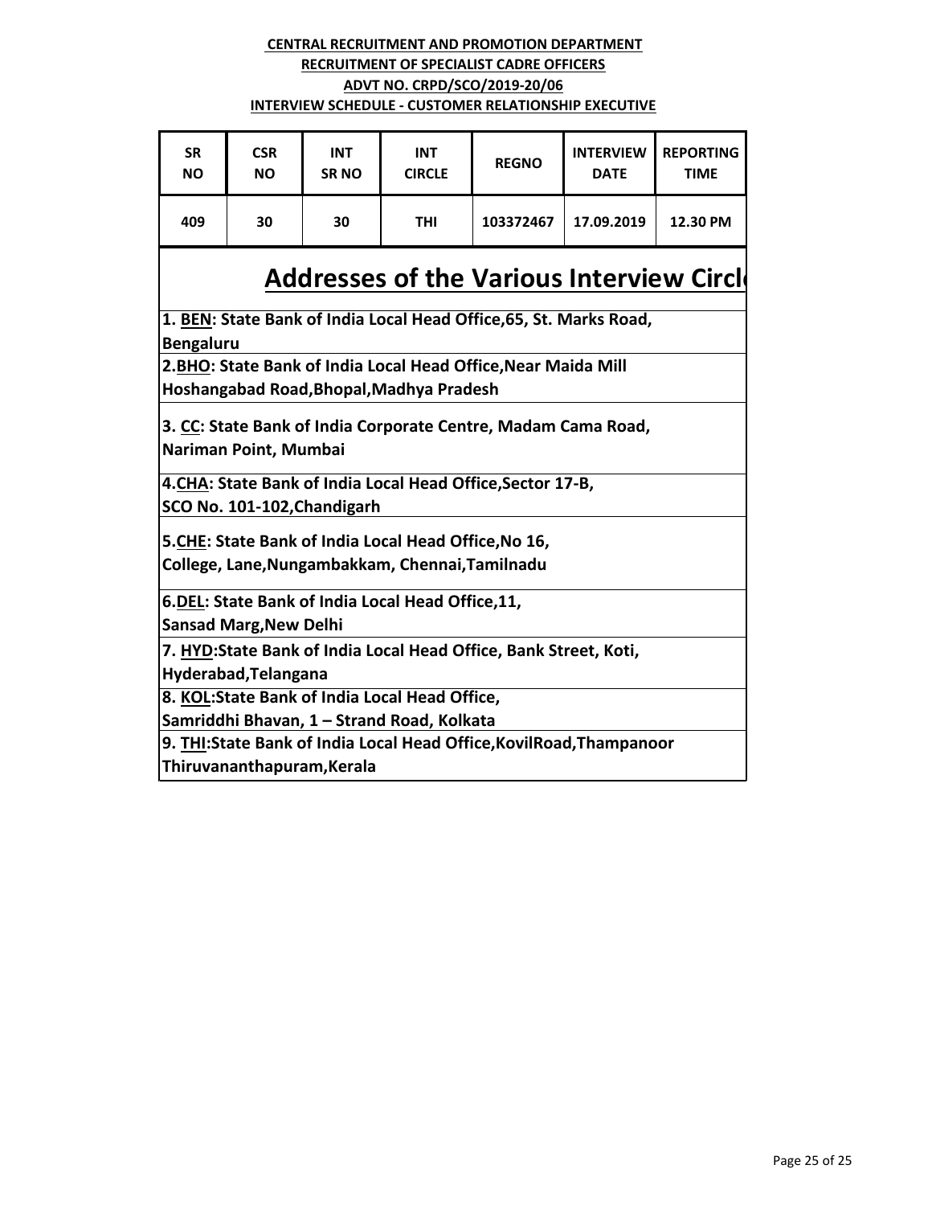**CENTRAL RECRUITMENT AND PROMOTION DEPARTMENT**
**RECRUITMENT OF SPECIALIST CADRE OFFICERS**
**ADVT NO. CRPD/SCO/2019-20/06**
**INTERVIEW SCHEDULE - CUSTOMER RELATIONSHIP EXECUTIVE**

| SR NO | CSR NO | INT SR NO | INT CIRCLE | REGNO | INTERVIEW DATE | REPORTING TIME |
|---|---|---|---|---|---|---|
| 409 | 30 | 30 | THI | 103372467 | 17.09.2019 | 12.30 PM |

## Addresses of the Various Interview Circl

**1. BEN: State Bank of India Local Head Office,65, St. Marks Road, Bengaluru**

**2.BHO: State Bank of India Local Head Office,Near Maida Mill Hoshangabad Road,Bhopal,Madhya Pradesh**

**3. CC: State Bank of India Corporate Centre, Madam Cama Road, Nariman Point, Mumbai**

**4.CHA: State Bank of India Local Head Office,Sector 17-B, SCO No. 101-102,Chandigarh**

**5.CHE: State Bank of India Local Head Office,No 16, College, Lane,Nungambakkam, Chennai,Tamilnadu**

**6.DEL: State Bank of India Local Head Office,11, Sansad Marg,New Delhi**

**7. HYD:State Bank of India Local Head Office, Bank Street, Koti, Hyderabad,Telangana**

**8. KOL:State Bank of India Local Head Office, Samriddhi Bhavan, 1 – Strand Road, Kolkata**

**9. THI:State Bank of India Local Head Office,KovilRoad,Thampanoor Thiruvananthapuram,Kerala**